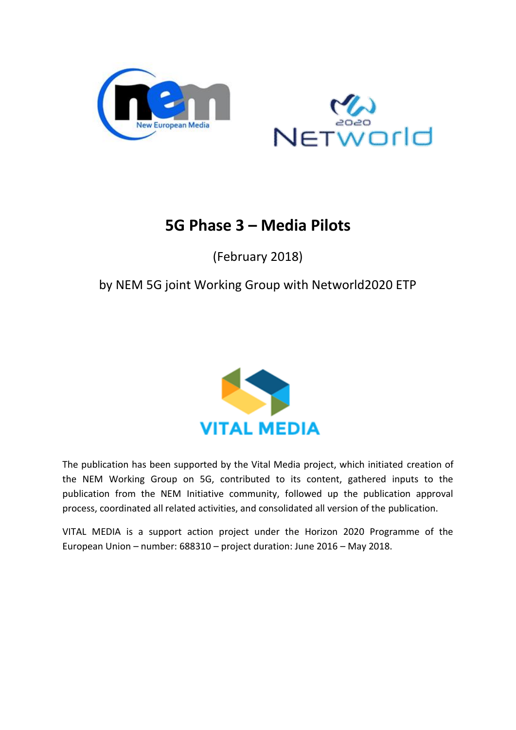# 5G Phase 3 – Media Pilots

(February 2018)

by NEM 5G joint Working Group with Networld2020 ETP

The publication has been supported by the Vital Media project, which initiated creation of the NEM Working Group on 5G, contributed to its content, gathered inputs to the publication from the NEM Initiative community, followed up the publication approval process, coordinated all related activities, and consolidated all version of the publication.

VITAL MEDIA is a support action project under the Horizon 2020 Programme of the European Union – number: 688310 – project duration: June 2016 – May 2018.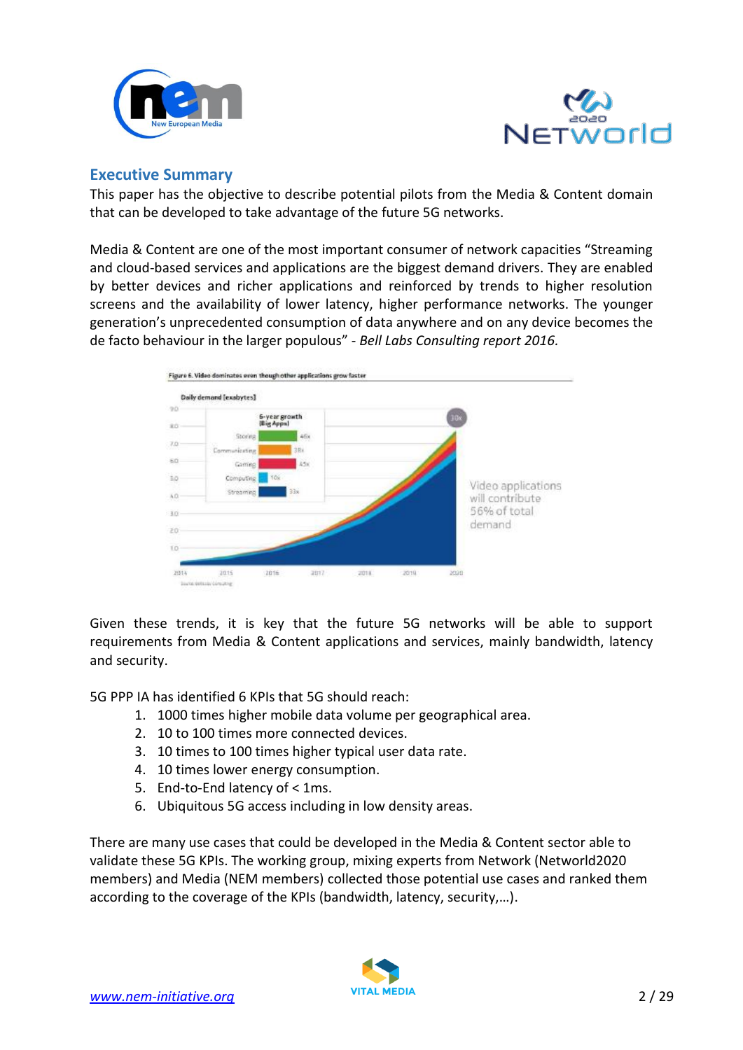## Executive Summary

This paper has the objective to describe potential pilots from the Media & Content domain that can be developed to take advantage of the future 5G networks.

Media & Content are one of the most important consumer of network capacities "Streaming and cloud-based services and applications are the biggest demand drivers. They are enabled by better devices and richer applications and reinforced by trends to higher resolution screens and the availability of lower latency, higher performance networks. The younger generation's unprecedented consumption of data anywhere and on any device becomes the de facto behaviour in the larger populous" - *Bell Labs Consulting report 2016.*

Given these trends, it is key that the future 5G networks will be able to support requirements from Media & Content applications and services, mainly bandwidth, latency and security.

5G PPP IA has identified 6 KPIs that 5G should reach:

1. 1000 times higher mobile data volume per geographical area.
2. 10 to 100 times more connected devices.
3. 10 times to 100 times higher typical user data rate.
4. 10 times lower energy consumption.
5. End-to-End latency of < 1ms.
6. Ubiquitous 5G access including in low density areas.

There are many use cases that could be developed in the Media & Content sector able to validate these 5G KPIs. The working group, mixing experts from Network (Networld2020 members) and Media (NEM members) collected those potential use cases and ranked them according to the coverage of the KPIs (bandwidth, latency, security,…).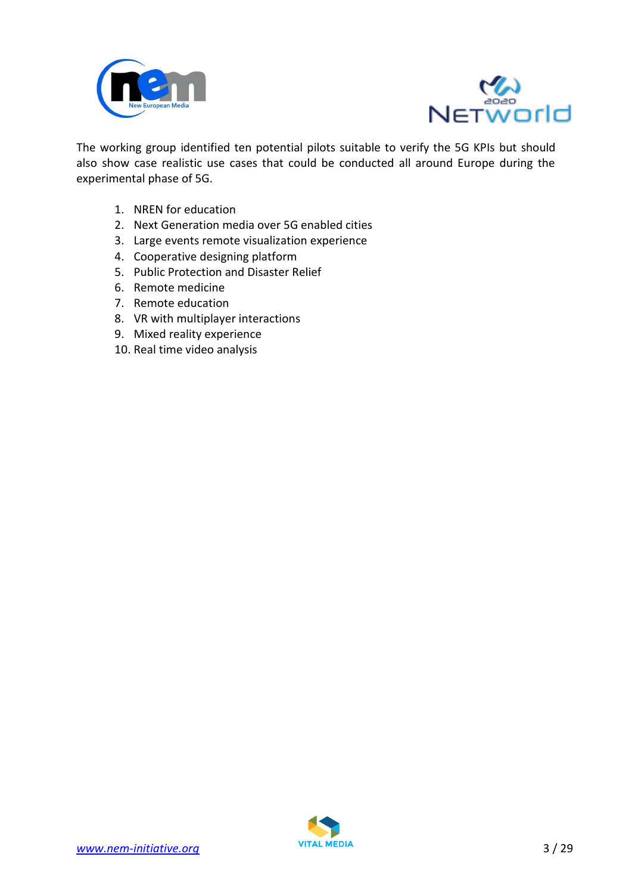The working group identified ten potential pilots suitable to verify the 5G KPIs but should also show case realistic use cases that could be conducted all around Europe during the experimental phase of 5G.

1. NREN for education
2. Next Generation media over 5G enabled cities
3. Large events remote visualization experience
4. Cooperative designing platform
5. Public Protection and Disaster Relief
6. Remote medicine
7. Remote education
8. VR with multiplayer interactions
9. Mixed reality experience
10. Real time video analysis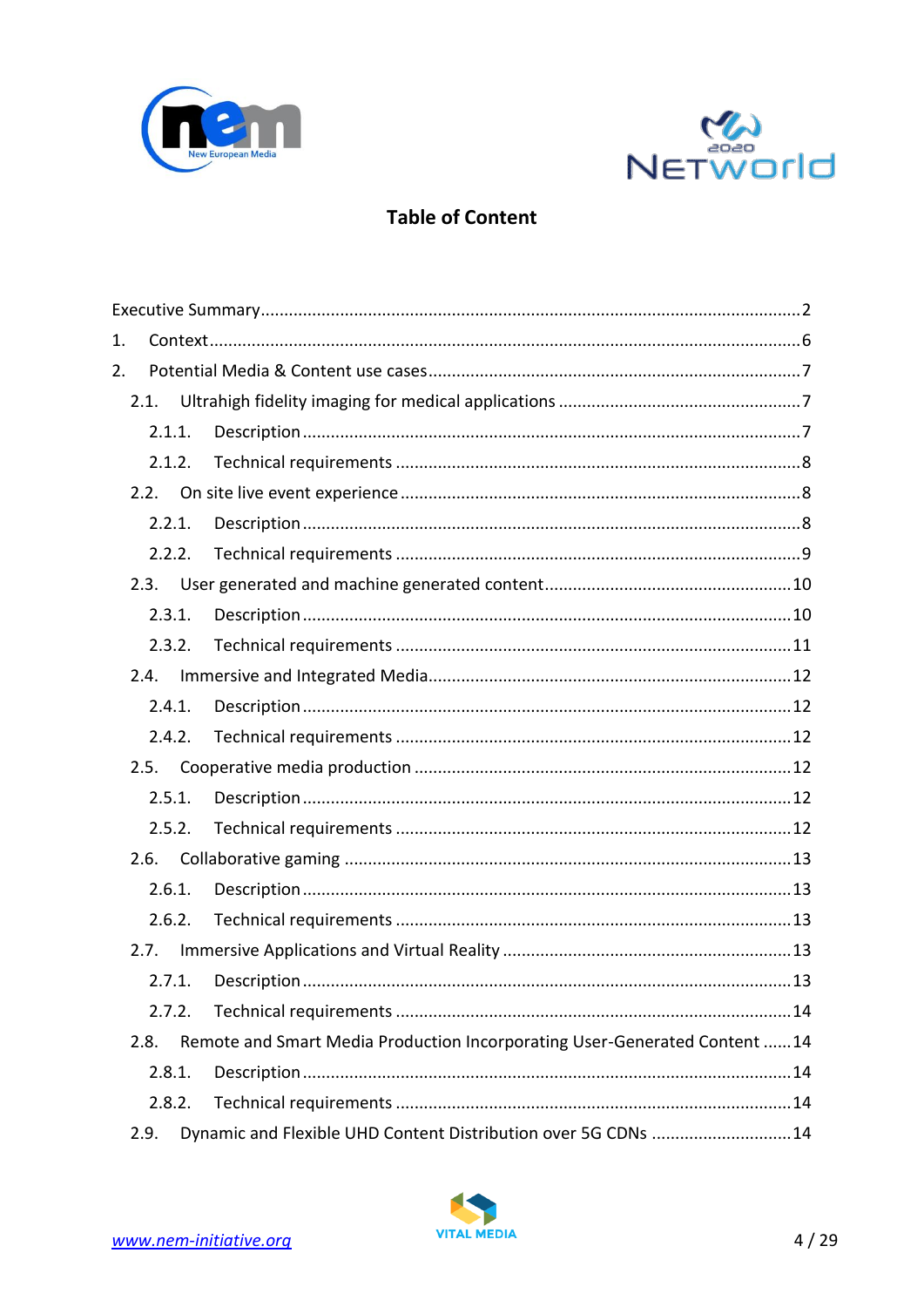## Table of Content

Executive Summary .......... 2

1. Context .......... 6

2. Potential Media & Content use cases .......... 7

   2.1. Ultrahigh fidelity imaging for medical applications .......... 7

      2.1.1. Description .......... 7

      2.1.2. Technical requirements .......... 8

   2.2. On site live event experience .......... 8

      2.2.1. Description .......... 8

      2.2.2. Technical requirements .......... 9

   2.3. User generated and machine generated content .......... 10

      2.3.1. Description .......... 10

      2.3.2. Technical requirements .......... 11

   2.4. Immersive and Integrated Media .......... 12

      2.4.1. Description .......... 12

      2.4.2. Technical requirements .......... 12

   2.5. Cooperative media production .......... 12

      2.5.1. Description .......... 12

      2.5.2. Technical requirements .......... 12

   2.6. Collaborative gaming .......... 13

      2.6.1. Description .......... 13

      2.6.2. Technical requirements .......... 13

   2.7. Immersive Applications and Virtual Reality .......... 13

      2.7.1. Description .......... 13

      2.7.2. Technical requirements .......... 14

   2.8. Remote and Smart Media Production Incorporating User-Generated Content .......... 14

      2.8.1. Description .......... 14

      2.8.2. Technical requirements .......... 14

   2.9. Dynamic and Flexible UHD Content Distribution over 5G CDNs .......... 14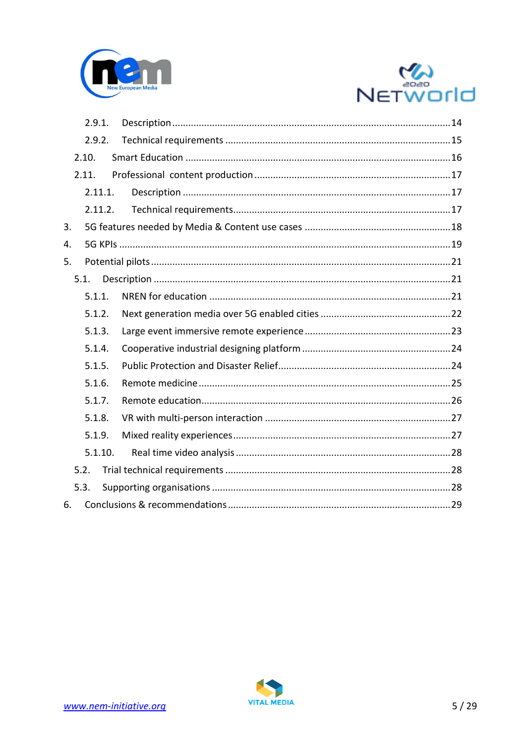- 2.9.1. Description ........................................................................................................14
- 2.9.2. Technical requirements ...................................................................................15
- 2.10. Smart Education ..................................................................................................16
- 2.11. Professional content production .........................................................................17
- 2.11.1. Description ....................................................................................................17
- 2.11.2. Technical requirements..................................................................................17
- 3. 5G features needed by Media & Content use cases ......................................................18
- 4. 5G KPIs .......................................................................................................................19
- 5. Potential pilots ...............................................................................................................21
- 5.1. Description .............................................................................................................21
- 5.1.1. NREN for education ..........................................................................................21
- 5.1.2. Next generation media over 5G enabled cities ................................................22
- 5.1.3. Large event immersive remote experience ......................................................23
- 5.1.4. Cooperative industrial designing platform .......................................................24
- 5.1.5. Public Protection and Disaster Relief................................................................24
- 5.1.6. Remote medicine .............................................................................................25
- 5.1.7. Remote education.............................................................................................26
- 5.1.8. VR with multi-person interaction .....................................................................27
- 5.1.9. Mixed reality experiences.................................................................................27
- 5.1.10. Real time video analysis ...............................................................................28
- 5.2. Trial technical requirements ....................................................................................28
- 5.3. Supporting organisations .........................................................................................28
- 6. Conclusions & recommendations ...................................................................................29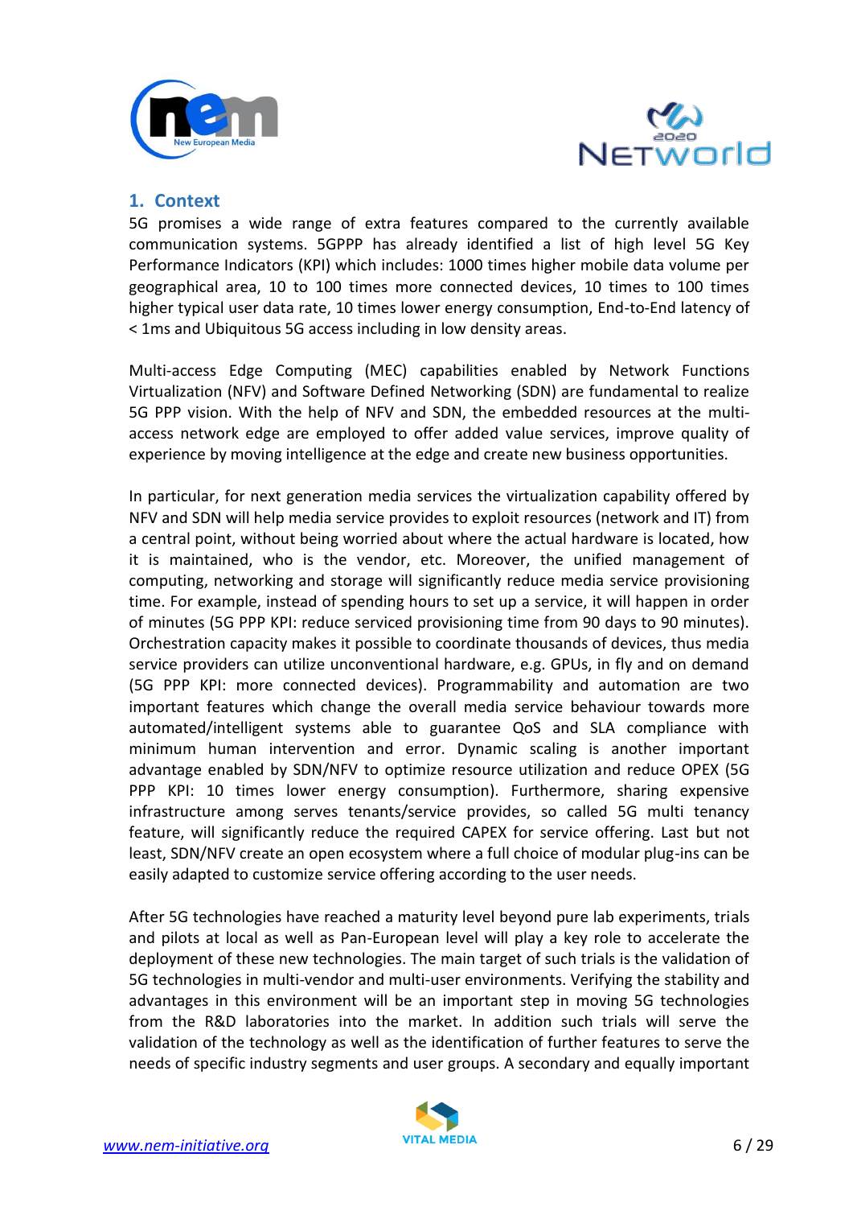## 1. Context

5G promises a wide range of extra features compared to the currently available communication systems. 5GPPP has already identified a list of high level 5G Key Performance Indicators (KPI) which includes: 1000 times higher mobile data volume per geographical area, 10 to 100 times more connected devices, 10 times to 100 times higher typical user data rate, 10 times lower energy consumption, End-to-End latency of < 1ms and Ubiquitous 5G access including in low density areas.

Multi-access Edge Computing (MEC) capabilities enabled by Network Functions Virtualization (NFV) and Software Defined Networking (SDN) are fundamental to realize 5G PPP vision. With the help of NFV and SDN, the embedded resources at the multi-access network edge are employed to offer added value services, improve quality of experience by moving intelligence at the edge and create new business opportunities.

In particular, for next generation media services the virtualization capability offered by NFV and SDN will help media service provides to exploit resources (network and IT) from a central point, without being worried about where the actual hardware is located, how it is maintained, who is the vendor, etc. Moreover, the unified management of computing, networking and storage will significantly reduce media service provisioning time. For example, instead of spending hours to set up a service, it will happen in order of minutes (5G PPP KPI: reduce serviced provisioning time from 90 days to 90 minutes). Orchestration capacity makes it possible to coordinate thousands of devices, thus media service providers can utilize unconventional hardware, e.g. GPUs, in fly and on demand (5G PPP KPI: more connected devices). Programmability and automation are two important features which change the overall media service behaviour towards more automated/intelligent systems able to guarantee QoS and SLA compliance with minimum human intervention and error. Dynamic scaling is another important advantage enabled by SDN/NFV to optimize resource utilization and reduce OPEX (5G PPP KPI: 10 times lower energy consumption). Furthermore, sharing expensive infrastructure among serves tenants/service provides, so called 5G multi tenancy feature, will significantly reduce the required CAPEX for service offering. Last but not least, SDN/NFV create an open ecosystem where a full choice of modular plug-ins can be easily adapted to customize service offering according to the user needs.

After 5G technologies have reached a maturity level beyond pure lab experiments, trials and pilots at local as well as Pan-European level will play a key role to accelerate the deployment of these new technologies. The main target of such trials is the validation of 5G technologies in multi-vendor and multi-user environments. Verifying the stability and advantages in this environment will be an important step in moving 5G technologies from the R&D laboratories into the market. In addition such trials will serve the validation of the technology as well as the identification of further features to serve the needs of specific industry segments and user groups. A secondary and equally important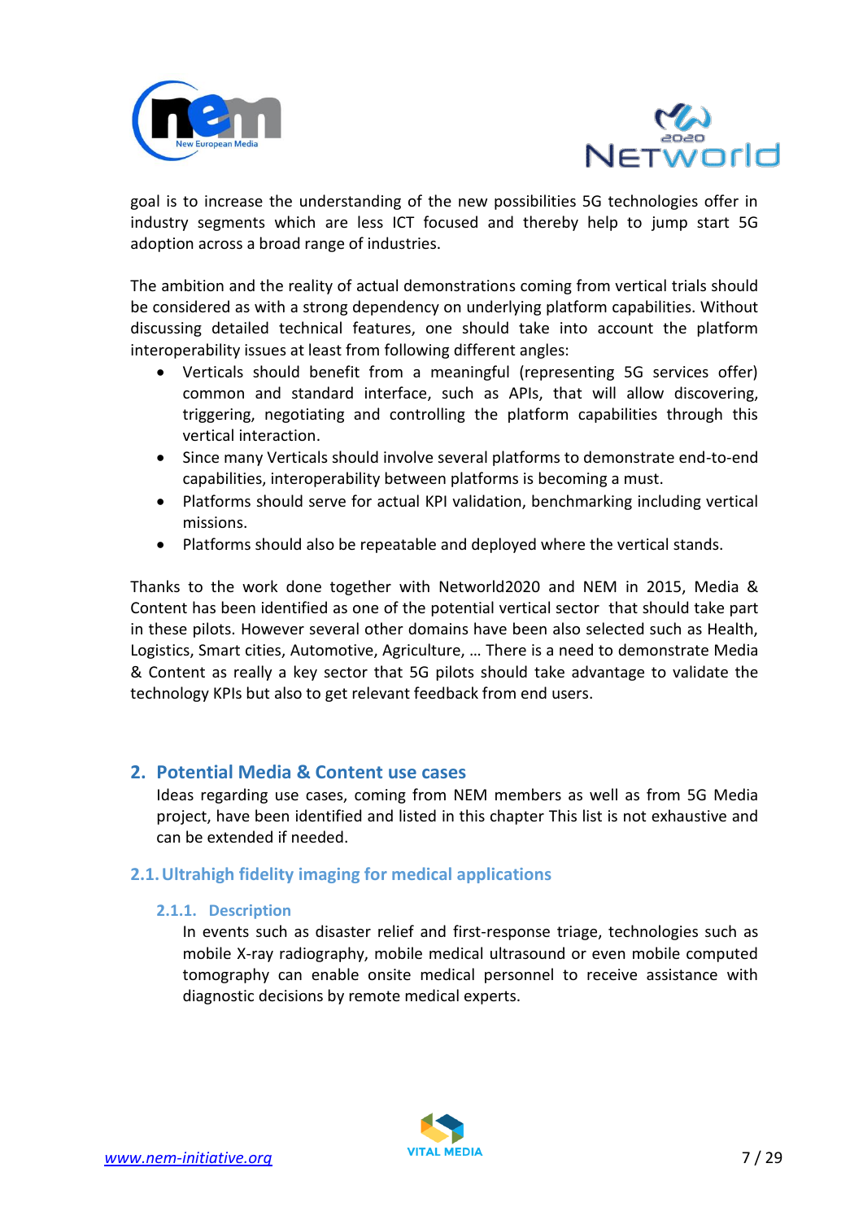goal is to increase the understanding of the new possibilities 5G technologies offer in industry segments which are less ICT focused and thereby help to jump start 5G adoption across a broad range of industries.

The ambition and the reality of actual demonstrations coming from vertical trials should be considered as with a strong dependency on underlying platform capabilities. Without discussing detailed technical features, one should take into account the platform interoperability issues at least from following different angles:

- Verticals should benefit from a meaningful (representing 5G services offer) common and standard interface, such as APIs, that will allow discovering, triggering, negotiating and controlling the platform capabilities through this vertical interaction.
- Since many Verticals should involve several platforms to demonstrate end-to-end capabilities, interoperability between platforms is becoming a must.
- Platforms should serve for actual KPI validation, benchmarking including vertical missions.
- Platforms should also be repeatable and deployed where the vertical stands.

Thanks to the work done together with Networld2020 and NEM in 2015, Media & Content has been identified as one of the potential vertical sector that should take part in these pilots. However several other domains have been also selected such as Health, Logistics, Smart cities, Automotive, Agriculture, … There is a need to demonstrate Media & Content as really a key sector that 5G pilots should take advantage to validate the technology KPIs but also to get relevant feedback from end users.

## 2. Potential Media & Content use cases

Ideas regarding use cases, coming from NEM members as well as from 5G Media project, have been identified and listed in this chapter This list is not exhaustive and can be extended if needed.

### 2.1. Ultrahigh fidelity imaging for medical applications

#### 2.1.1. Description

In events such as disaster relief and first-response triage, technologies such as mobile X-ray radiography, mobile medical ultrasound or even mobile computed tomography can enable onsite medical personnel to receive assistance with diagnostic decisions by remote medical experts.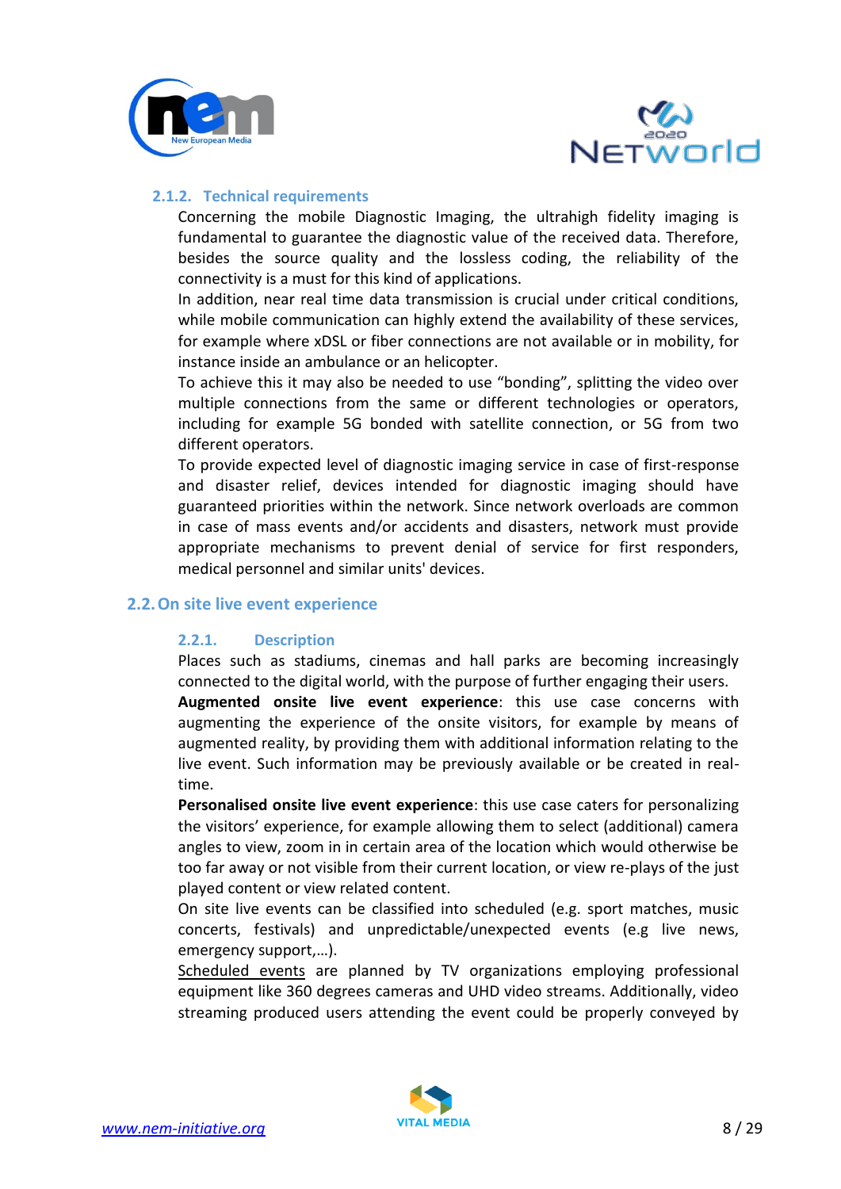#### 2.1.2. Technical requirements

Concerning the mobile Diagnostic Imaging, the ultrahigh fidelity imaging is fundamental to guarantee the diagnostic value of the received data. Therefore, besides the source quality and the lossless coding, the reliability of the connectivity is a must for this kind of applications.

In addition, near real time data transmission is crucial under critical conditions, while mobile communication can highly extend the availability of these services, for example where xDSL or fiber connections are not available or in mobility, for instance inside an ambulance or an helicopter.

To achieve this it may also be needed to use “bonding”, splitting the video over multiple connections from the same or different technologies or operators, including for example 5G bonded with satellite connection, or 5G from two different operators.

To provide expected level of diagnostic imaging service in case of first-response and disaster relief, devices intended for diagnostic imaging should have guaranteed priorities within the network. Since network overloads are common in case of mass events and/or accidents and disasters, network must provide appropriate mechanisms to prevent denial of service for first responders, medical personnel and similar units' devices.

### 2.2. On site live event experience

#### 2.2.1. Description

Places such as stadiums, cinemas and hall parks are becoming increasingly connected to the digital world, with the purpose of further engaging their users.

**Augmented onsite live event experience**: this use case concerns with augmenting the experience of the onsite visitors, for example by means of augmented reality, by providing them with additional information relating to the live event. Such information may be previously available or be created in real-time.

**Personalised onsite live event experience**: this use case caters for personalizing the visitors’ experience, for example allowing them to select (additional) camera angles to view, zoom in in certain area of the location which would otherwise be too far away or not visible from their current location, or view re-plays of the just played content or view related content.

On site live events can be classified into scheduled (e.g. sport matches, music concerts, festivals) and unpredictable/unexpected events (e.g live news, emergency support,…).

<u>Scheduled events</u> are planned by TV organizations employing professional equipment like 360 degrees cameras and UHD video streams. Additionally, video streaming produced users attending the event could be properly conveyed by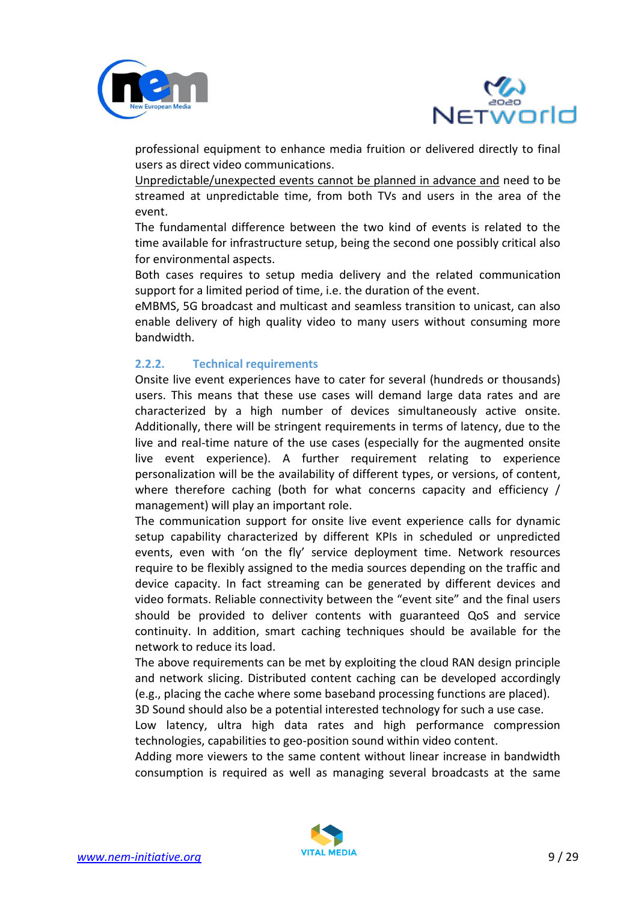professional equipment to enhance media fruition or delivered directly to final users as direct video communications.

Unpredictable/unexpected events cannot be planned in advance and need to be streamed at unpredictable time, from both TVs and users in the area of the event.

The fundamental difference between the two kind of events is related to the time available for infrastructure setup, being the second one possibly critical also for environmental aspects.

Both cases requires to setup media delivery and the related communication support for a limited period of time, i.e. the duration of the event.

eMBMS, 5G broadcast and multicast and seamless transition to unicast, can also enable delivery of high quality video to many users without consuming more bandwidth.

### 2.2.2. Technical requirements

Onsite live event experiences have to cater for several (hundreds or thousands) users. This means that these use cases will demand large data rates and are characterized by a high number of devices simultaneously active onsite. Additionally, there will be stringent requirements in terms of latency, due to the live and real-time nature of the use cases (especially for the augmented onsite live event experience). A further requirement relating to experience personalization will be the availability of different types, or versions, of content, where therefore caching (both for what concerns capacity and efficiency / management) will play an important role.

The communication support for onsite live event experience calls for dynamic setup capability characterized by different KPIs in scheduled or unpredicted events, even with 'on the fly' service deployment time. Network resources require to be flexibly assigned to the media sources depending on the traffic and device capacity. In fact streaming can be generated by different devices and video formats. Reliable connectivity between the "event site" and the final users should be provided to deliver contents with guaranteed QoS and service continuity. In addition, smart caching techniques should be available for the network to reduce its load.

The above requirements can be met by exploiting the cloud RAN design principle and network slicing. Distributed content caching can be developed accordingly (e.g., placing the cache where some baseband processing functions are placed).

3D Sound should also be a potential interested technology for such a use case.

Low latency, ultra high data rates and high performance compression technologies, capabilities to geo-position sound within video content.

Adding more viewers to the same content without linear increase in bandwidth consumption is required as well as managing several broadcasts at the same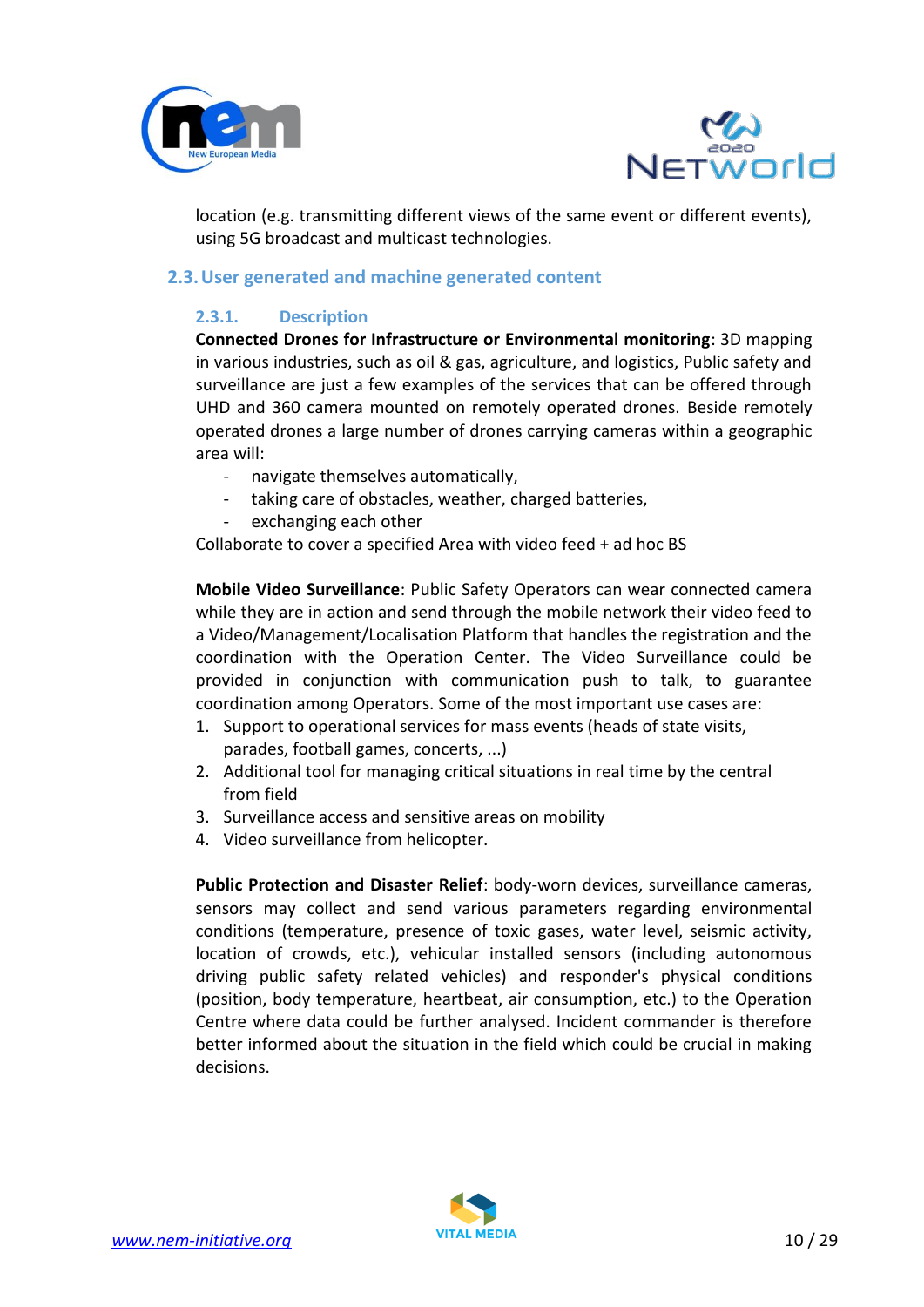location (e.g. transmitting different views of the same event or different events), using 5G broadcast and multicast technologies.

## 2.3. User generated and machine generated content

### 2.3.1. Description

**Connected Drones for Infrastructure or Environmental monitoring**: 3D mapping in various industries, such as oil & gas, agriculture, and logistics, Public safety and surveillance are just a few examples of the services that can be offered through UHD and 360 camera mounted on remotely operated drones. Beside remotely operated drones a large number of drones carrying cameras within a geographic area will:

- navigate themselves automatically,
- taking care of obstacles, weather, charged batteries,
- exchanging each other

Collaborate to cover a specified Area with video feed + ad hoc BS

**Mobile Video Surveillance**: Public Safety Operators can wear connected camera while they are in action and send through the mobile network their video feed to a Video/Management/Localisation Platform that handles the registration and the coordination with the Operation Center. The Video Surveillance could be provided in conjunction with communication push to talk, to guarantee coordination among Operators. Some of the most important use cases are:

1. Support to operational services for mass events (heads of state visits, parades, football games, concerts, ...)
2. Additional tool for managing critical situations in real time by the central from field
3. Surveillance access and sensitive areas on mobility
4. Video surveillance from helicopter.

**Public Protection and Disaster Relief**: body-worn devices, surveillance cameras, sensors may collect and send various parameters regarding environmental conditions (temperature, presence of toxic gases, water level, seismic activity, location of crowds, etc.), vehicular installed sensors (including autonomous driving public safety related vehicles) and responder's physical conditions (position, body temperature, heartbeat, air consumption, etc.) to the Operation Centre where data could be further analysed. Incident commander is therefore better informed about the situation in the field which could be crucial in making decisions.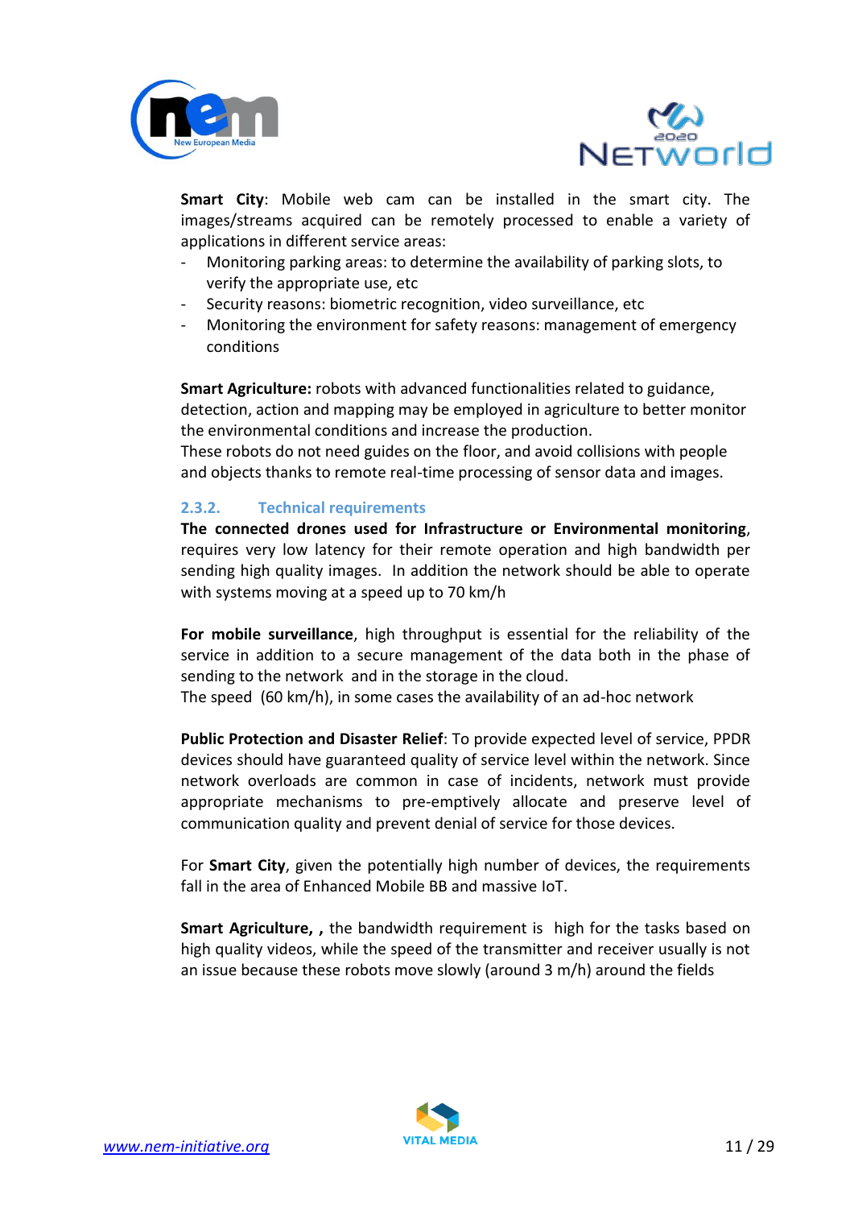**Smart City**: Mobile web cam can be installed in the smart city. The images/streams acquired can be remotely processed to enable a variety of applications in different service areas:

- Monitoring parking areas: to determine the availability of parking slots, to verify the appropriate use, etc
- Security reasons: biometric recognition, video surveillance, etc
- Monitoring the environment for safety reasons: management of emergency conditions

**Smart Agriculture:** robots with advanced functionalities related to guidance, detection, action and mapping may be employed in agriculture to better monitor the environmental conditions and increase the production.
These robots do not need guides on the floor, and avoid collisions with people and objects thanks to remote real-time processing of sensor data and images.

### 2.3.2. Technical requirements

**The connected drones used for Infrastructure or Environmental monitoring**, requires very low latency for their remote operation and high bandwidth per sending high quality images. In addition the network should be able to operate with systems moving at a speed up to 70 km/h

**For mobile surveillance**, high throughput is essential for the reliability of the service in addition to a secure management of the data both in the phase of sending to the network and in the storage in the cloud.
The speed (60 km/h), in some cases the availability of an ad-hoc network

**Public Protection and Disaster Relief**: To provide expected level of service, PPDR devices should have guaranteed quality of service level within the network. Since network overloads are common in case of incidents, network must provide appropriate mechanisms to pre-emptively allocate and preserve level of communication quality and prevent denial of service for those devices.

For **Smart City**, given the potentially high number of devices, the requirements fall in the area of Enhanced Mobile BB and massive IoT.

**Smart Agriculture, ,** the bandwidth requirement is high for the tasks based on high quality videos, while the speed of the transmitter and receiver usually is not an issue because these robots move slowly (around 3 m/h) around the fields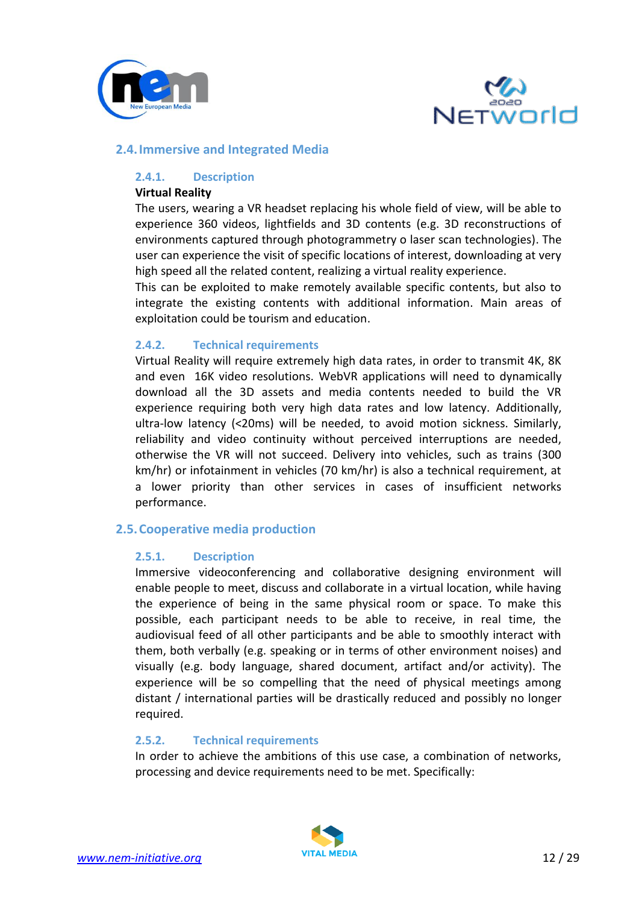## 2.4. Immersive and Integrated Media

### 2.4.1. Description

**Virtual Reality**

The users, wearing a VR headset replacing his whole field of view, will be able to experience 360 videos, lightfields and 3D contents (e.g. 3D reconstructions of environments captured through photogrammetry o laser scan technologies). The user can experience the visit of specific locations of interest, downloading at very high speed all the related content, realizing a virtual reality experience.

This can be exploited to make remotely available specific contents, but also to integrate the existing contents with additional information. Main areas of exploitation could be tourism and education.

### 2.4.2. Technical requirements

Virtual Reality will require extremely high data rates, in order to transmit 4K, 8K and even 16K video resolutions. WebVR applications will need to dynamically download all the 3D assets and media contents needed to build the VR experience requiring both very high data rates and low latency. Additionally, ultra-low latency (<20ms) will be needed, to avoid motion sickness. Similarly, reliability and video continuity without perceived interruptions are needed, otherwise the VR will not succeed. Delivery into vehicles, such as trains (300 km/hr) or infotainment in vehicles (70 km/hr) is also a technical requirement, at a lower priority than other services in cases of insufficient networks performance.

## 2.5. Cooperative media production

### 2.5.1. Description

Immersive videoconferencing and collaborative designing environment will enable people to meet, discuss and collaborate in a virtual location, while having the experience of being in the same physical room or space. To make this possible, each participant needs to be able to receive, in real time, the audiovisual feed of all other participants and be able to smoothly interact with them, both verbally (e.g. speaking or in terms of other environment noises) and visually (e.g. body language, shared document, artifact and/or activity). The experience will be so compelling that the need of physical meetings among distant / international parties will be drastically reduced and possibly no longer required.

### 2.5.2. Technical requirements

In order to achieve the ambitions of this use case, a combination of networks, processing and device requirements need to be met. Specifically: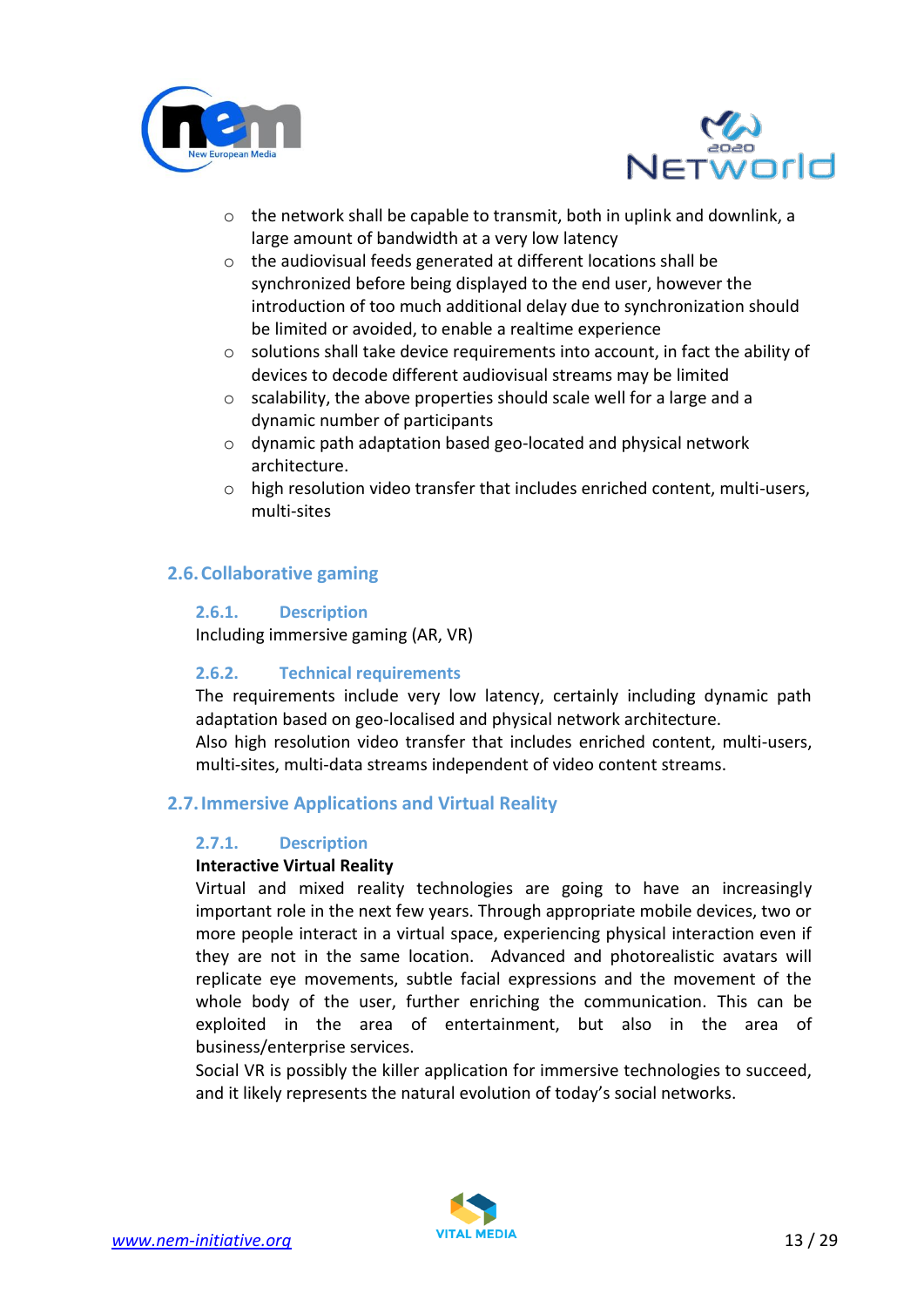- the network shall be capable to transmit, both in uplink and downlink, a large amount of bandwidth at a very low latency
- the audiovisual feeds generated at different locations shall be synchronized before being displayed to the end user, however the introduction of too much additional delay due to synchronization should be limited or avoided, to enable a realtime experience
- solutions shall take device requirements into account, in fact the ability of devices to decode different audiovisual streams may be limited
- scalability, the above properties should scale well for a large and a dynamic number of participants
- dynamic path adaptation based geo-located and physical network architecture.
- high resolution video transfer that includes enriched content, multi-users, multi-sites

## 2.6. Collaborative gaming

### 2.6.1. Description

Including immersive gaming (AR, VR)

### 2.6.2. Technical requirements

The requirements include very low latency, certainly including dynamic path adaptation based on geo-localised and physical network architecture.
Also high resolution video transfer that includes enriched content, multi-users, multi-sites, multi-data streams independent of video content streams.

## 2.7. Immersive Applications and Virtual Reality

### 2.7.1. Description

**Interactive Virtual Reality**

Virtual and mixed reality technologies are going to have an increasingly important role in the next few years. Through appropriate mobile devices, two or more people interact in a virtual space, experiencing physical interaction even if they are not in the same location. Advanced and photorealistic avatars will replicate eye movements, subtle facial expressions and the movement of the whole body of the user, further enriching the communication. This can be exploited in the area of entertainment, but also in the area of business/enterprise services.
Social VR is possibly the killer application for immersive technologies to succeed, and it likely represents the natural evolution of today's social networks.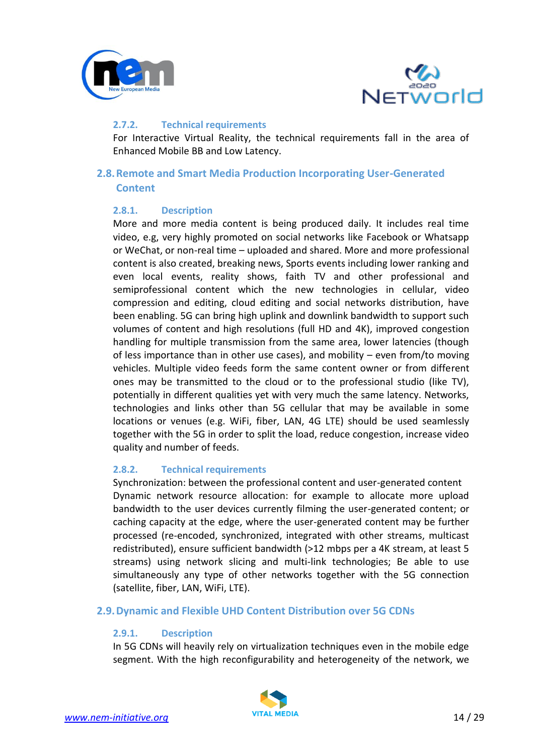#### 2.7.2. Technical requirements

For Interactive Virtual Reality, the technical requirements fall in the area of Enhanced Mobile BB and Low Latency.

### 2.8. Remote and Smart Media Production Incorporating User-Generated Content

#### 2.8.1. Description

More and more media content is being produced daily. It includes real time video, e.g, very highly promoted on social networks like Facebook or Whatsapp or WeChat, or non-real time – uploaded and shared. More and more professional content is also created, breaking news, Sports events including lower ranking and even local events, reality shows, faith TV and other professional and semiprofessional content which the new technologies in cellular, video compression and editing, cloud editing and social networks distribution, have been enabling. 5G can bring high uplink and downlink bandwidth to support such volumes of content and high resolutions (full HD and 4K), improved congestion handling for multiple transmission from the same area, lower latencies (though of less importance than in other use cases), and mobility – even from/to moving vehicles. Multiple video feeds form the same content owner or from different ones may be transmitted to the cloud or to the professional studio (like TV), potentially in different qualities yet with very much the same latency. Networks, technologies and links other than 5G cellular that may be available in some locations or venues (e.g. WiFi, fiber, LAN, 4G LTE) should be used seamlessly together with the 5G in order to split the load, reduce congestion, increase video quality and number of feeds.

#### 2.8.2. Technical requirements

Synchronization: between the professional content and user-generated content
Dynamic network resource allocation: for example to allocate more upload bandwidth to the user devices currently filming the user-generated content; or caching capacity at the edge, where the user-generated content may be further processed (re-encoded, synchronized, integrated with other streams, multicast redistributed), ensure sufficient bandwidth (>12 mbps per a 4K stream, at least 5 streams) using network slicing and multi-link technologies; Be able to use simultaneously any type of other networks together with the 5G connection (satellite, fiber, LAN, WiFi, LTE).

### 2.9. Dynamic and Flexible UHD Content Distribution over 5G CDNs

#### 2.9.1. Description

In 5G CDNs will heavily rely on virtualization techniques even in the mobile edge segment. With the high reconfigurability and heterogeneity of the network, we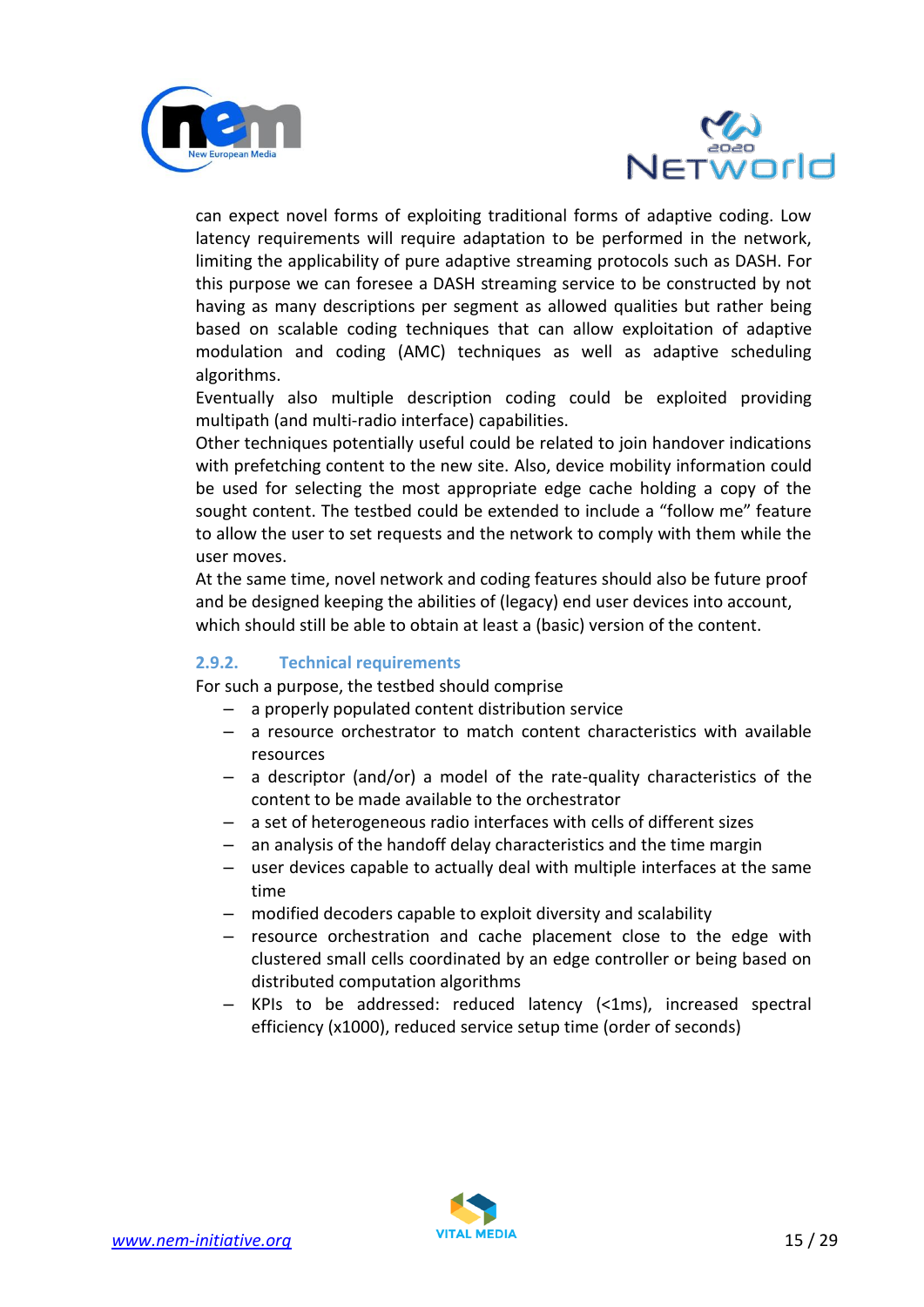can expect novel forms of exploiting traditional forms of adaptive coding. Low latency requirements will require adaptation to be performed in the network, limiting the applicability of pure adaptive streaming protocols such as DASH. For this purpose we can foresee a DASH streaming service to be constructed by not having as many descriptions per segment as allowed qualities but rather being based on scalable coding techniques that can allow exploitation of adaptive modulation and coding (AMC) techniques as well as adaptive scheduling algorithms.

Eventually also multiple description coding could be exploited providing multipath (and multi-radio interface) capabilities.

Other techniques potentially useful could be related to join handover indications with prefetching content to the new site. Also, device mobility information could be used for selecting the most appropriate edge cache holding a copy of the sought content. The testbed could be extended to include a "follow me" feature to allow the user to set requests and the network to comply with them while the user moves.

At the same time, novel network and coding features should also be future proof and be designed keeping the abilities of (legacy) end user devices into account, which should still be able to obtain at least a (basic) version of the content.

### 2.9.2. Technical requirements

For such a purpose, the testbed should comprise

- a properly populated content distribution service
- a resource orchestrator to match content characteristics with available resources
- a descriptor (and/or) a model of the rate-quality characteristics of the content to be made available to the orchestrator
- a set of heterogeneous radio interfaces with cells of different sizes
- an analysis of the handoff delay characteristics and the time margin
- user devices capable to actually deal with multiple interfaces at the same time
- modified decoders capable to exploit diversity and scalability
- resource orchestration and cache placement close to the edge with clustered small cells coordinated by an edge controller or being based on distributed computation algorithms
- KPIs to be addressed: reduced latency (<1ms), increased spectral efficiency (x1000), reduced service setup time (order of seconds)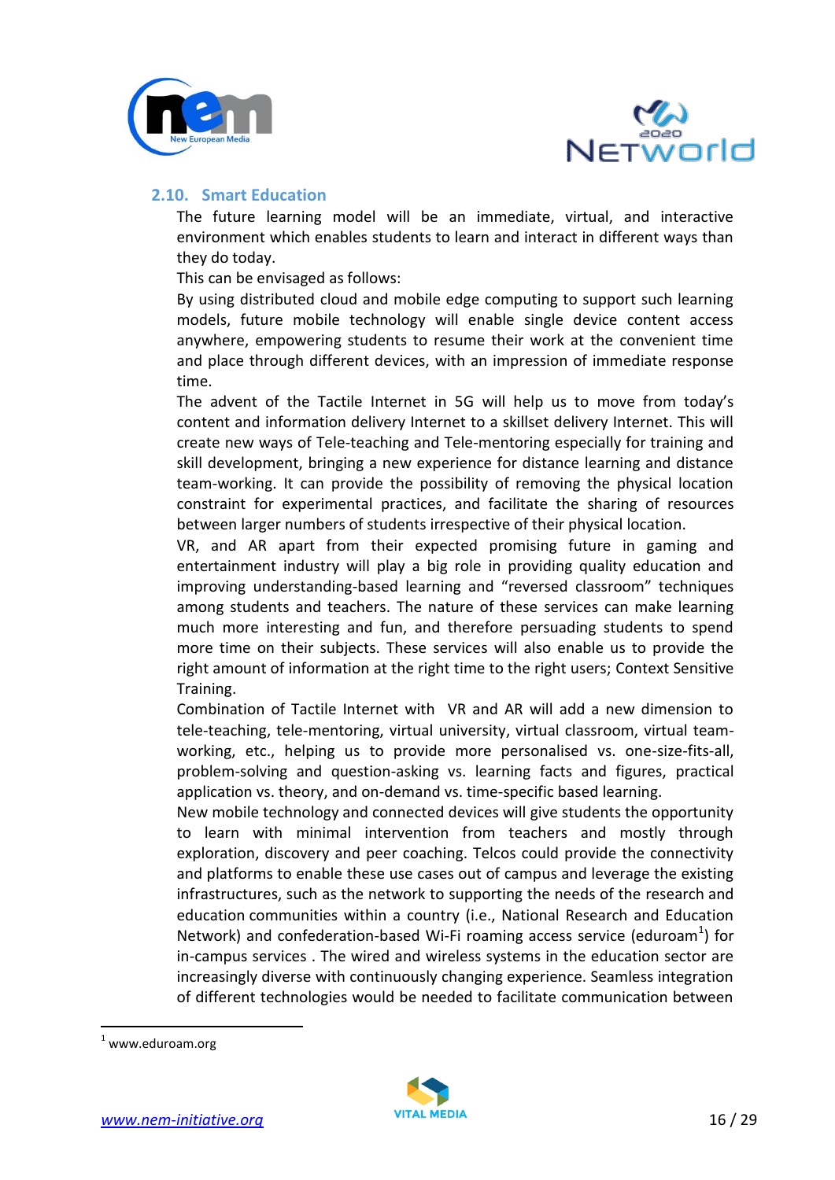## 2.10. Smart Education

The future learning model will be an immediate, virtual, and interactive environment which enables students to learn and interact in different ways than they do today.

This can be envisaged as follows:

By using distributed cloud and mobile edge computing to support such learning models, future mobile technology will enable single device content access anywhere, empowering students to resume their work at the convenient time and place through different devices, with an impression of immediate response time.

The advent of the Tactile Internet in 5G will help us to move from today's content and information delivery Internet to a skillset delivery Internet. This will create new ways of Tele-teaching and Tele-mentoring especially for training and skill development, bringing a new experience for distance learning and distance team-working. It can provide the possibility of removing the physical location constraint for experimental practices, and facilitate the sharing of resources between larger numbers of students irrespective of their physical location.

VR, and AR apart from their expected promising future in gaming and entertainment industry will play a big role in providing quality education and improving understanding-based learning and "reversed classroom" techniques among students and teachers. The nature of these services can make learning much more interesting and fun, and therefore persuading students to spend more time on their subjects. These services will also enable us to provide the right amount of information at the right time to the right users; Context Sensitive Training.

Combination of Tactile Internet with VR and AR will add a new dimension to tele-teaching, tele-mentoring, virtual university, virtual classroom, virtual team-working, etc., helping us to provide more personalised vs. one-size-fits-all, problem-solving and question-asking vs. learning facts and figures, practical application vs. theory, and on-demand vs. time-specific based learning.

New mobile technology and connected devices will give students the opportunity to learn with minimal intervention from teachers and mostly through exploration, discovery and peer coaching. Telcos could provide the connectivity and platforms to enable these use cases out of campus and leverage the existing infrastructures, such as the network to supporting the needs of the research and education communities within a country (i.e., National Research and Education Network) and confederation-based Wi-Fi roaming access service (eduroam[1]) for in-campus services . The wired and wireless systems in the education sector are increasingly diverse with continuously changing experience. Seamless integration of different technologies would be needed to facilitate communication between

[1] www.eduroam.org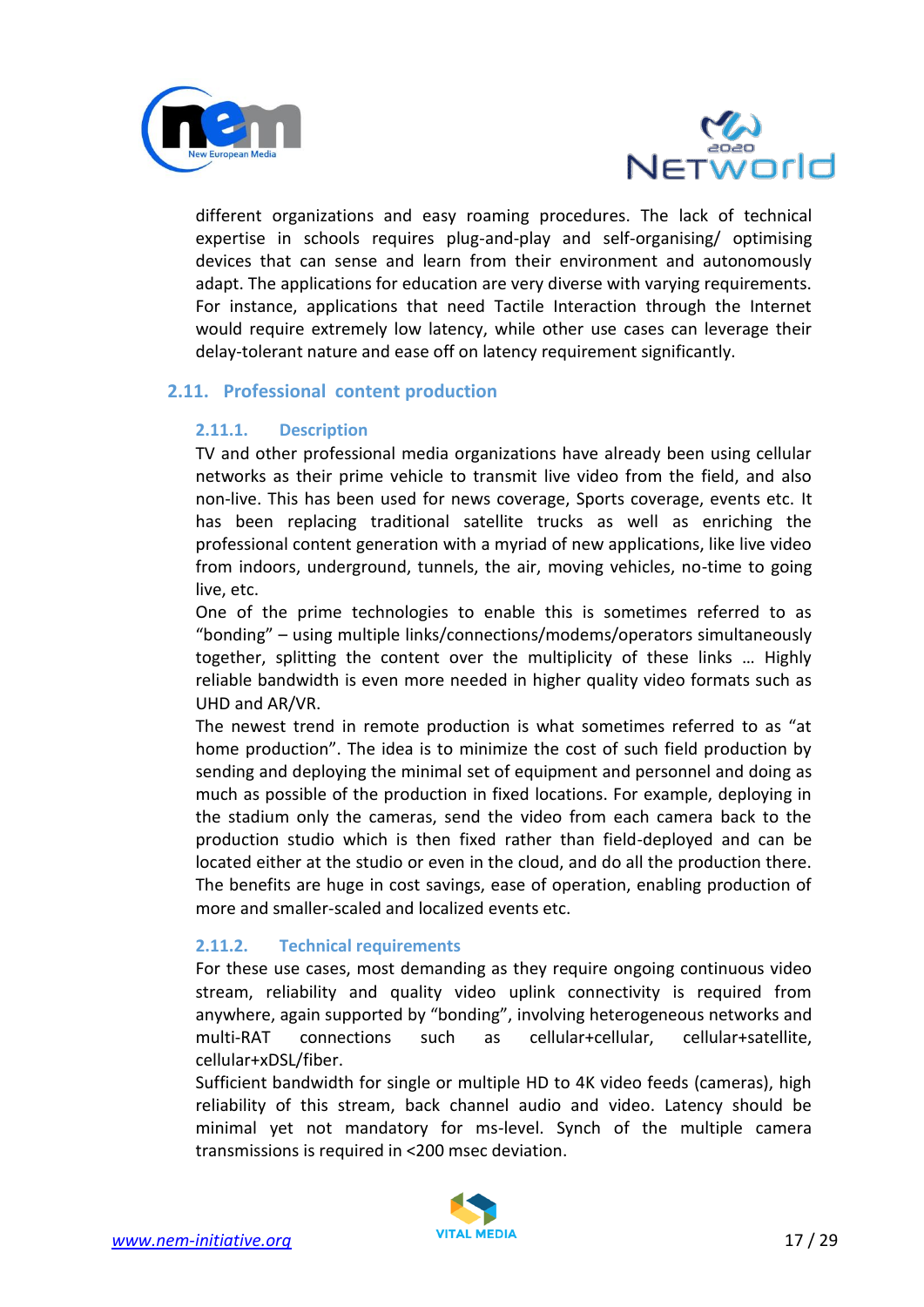different organizations and easy roaming procedures. The lack of technical expertise in schools requires plug-and-play and self-organising/ optimising devices that can sense and learn from their environment and autonomously adapt. The applications for education are very diverse with varying requirements. For instance, applications that need Tactile Interaction through the Internet would require extremely low latency, while other use cases can leverage their delay-tolerant nature and ease off on latency requirement significantly.

## 2.11. Professional content production

### 2.11.1. Description

TV and other professional media organizations have already been using cellular networks as their prime vehicle to transmit live video from the field, and also non-live. This has been used for news coverage, Sports coverage, events etc. It has been replacing traditional satellite trucks as well as enriching the professional content generation with a myriad of new applications, like live video from indoors, underground, tunnels, the air, moving vehicles, no-time to going live, etc.

One of the prime technologies to enable this is sometimes referred to as "bonding" – using multiple links/connections/modems/operators simultaneously together, splitting the content over the multiplicity of these links … Highly reliable bandwidth is even more needed in higher quality video formats such as UHD and AR/VR.

The newest trend in remote production is what sometimes referred to as "at home production". The idea is to minimize the cost of such field production by sending and deploying the minimal set of equipment and personnel and doing as much as possible of the production in fixed locations. For example, deploying in the stadium only the cameras, send the video from each camera back to the production studio which is then fixed rather than field-deployed and can be located either at the studio or even in the cloud, and do all the production there. The benefits are huge in cost savings, ease of operation, enabling production of more and smaller-scaled and localized events etc.

### 2.11.2. Technical requirements

For these use cases, most demanding as they require ongoing continuous video stream, reliability and quality video uplink connectivity is required from anywhere, again supported by "bonding", involving heterogeneous networks and multi-RAT connections such as cellular+cellular, cellular+satellite, cellular+xDSL/fiber.

Sufficient bandwidth for single or multiple HD to 4K video feeds (cameras), high reliability of this stream, back channel audio and video. Latency should be minimal yet not mandatory for ms-level. Synch of the multiple camera transmissions is required in <200 msec deviation.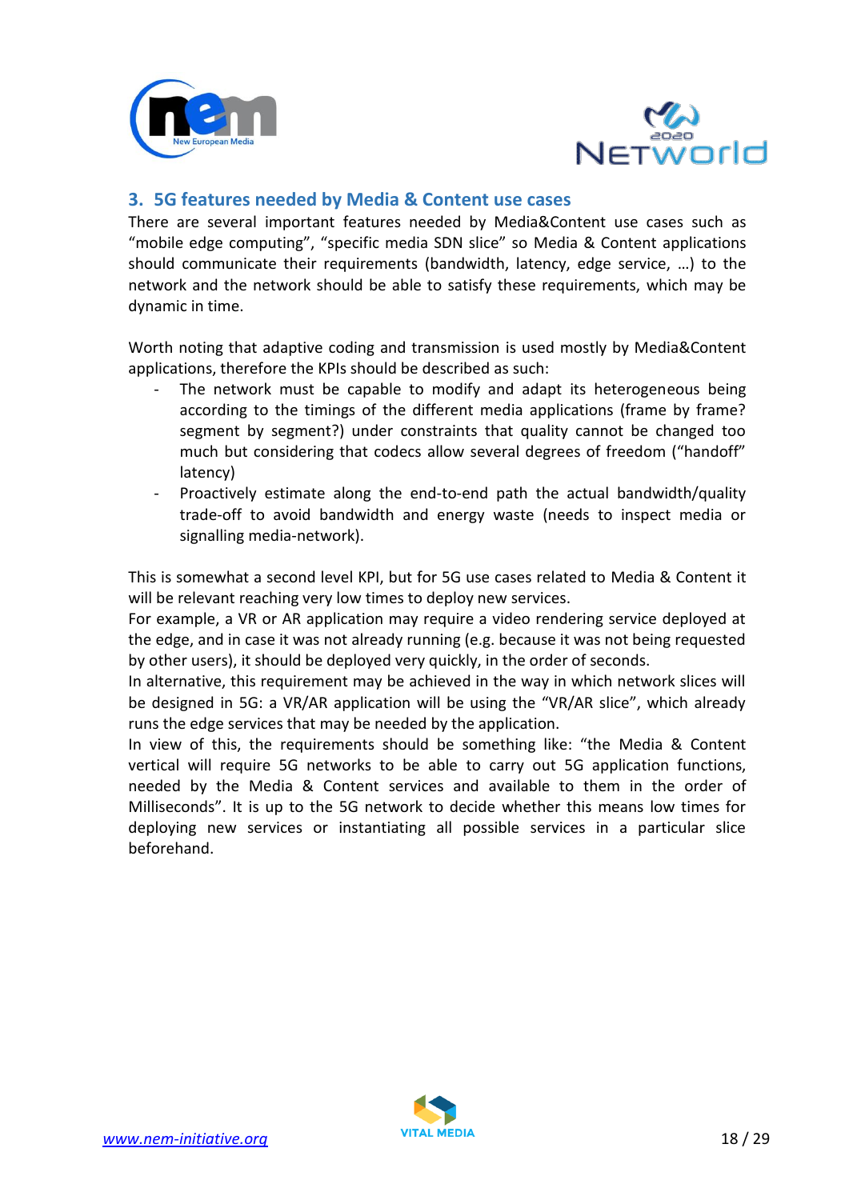## 3. 5G features needed by Media & Content use cases

There are several important features needed by Media&Content use cases such as "mobile edge computing", "specific media SDN slice" so Media & Content applications should communicate their requirements (bandwidth, latency, edge service, …) to the network and the network should be able to satisfy these requirements, which may be dynamic in time.

Worth noting that adaptive coding and transmission is used mostly by Media&Content applications, therefore the KPIs should be described as such:

- The network must be capable to modify and adapt its heterogeneous being according to the timings of the different media applications (frame by frame? segment by segment?) under constraints that quality cannot be changed too much but considering that codecs allow several degrees of freedom ("handoff" latency)
- Proactively estimate along the end-to-end path the actual bandwidth/quality trade-off to avoid bandwidth and energy waste (needs to inspect media or signalling media-network).

This is somewhat a second level KPI, but for 5G use cases related to Media & Content it will be relevant reaching very low times to deploy new services.

For example, a VR or AR application may require a video rendering service deployed at the edge, and in case it was not already running (e.g. because it was not being requested by other users), it should be deployed very quickly, in the order of seconds.

In alternative, this requirement may be achieved in the way in which network slices will be designed in 5G: a VR/AR application will be using the "VR/AR slice", which already runs the edge services that may be needed by the application.

In view of this, the requirements should be something like: "the Media & Content vertical will require 5G networks to be able to carry out 5G application functions, needed by the Media & Content services and available to them in the order of Milliseconds". It is up to the 5G network to decide whether this means low times for deploying new services or instantiating all possible services in a particular slice beforehand.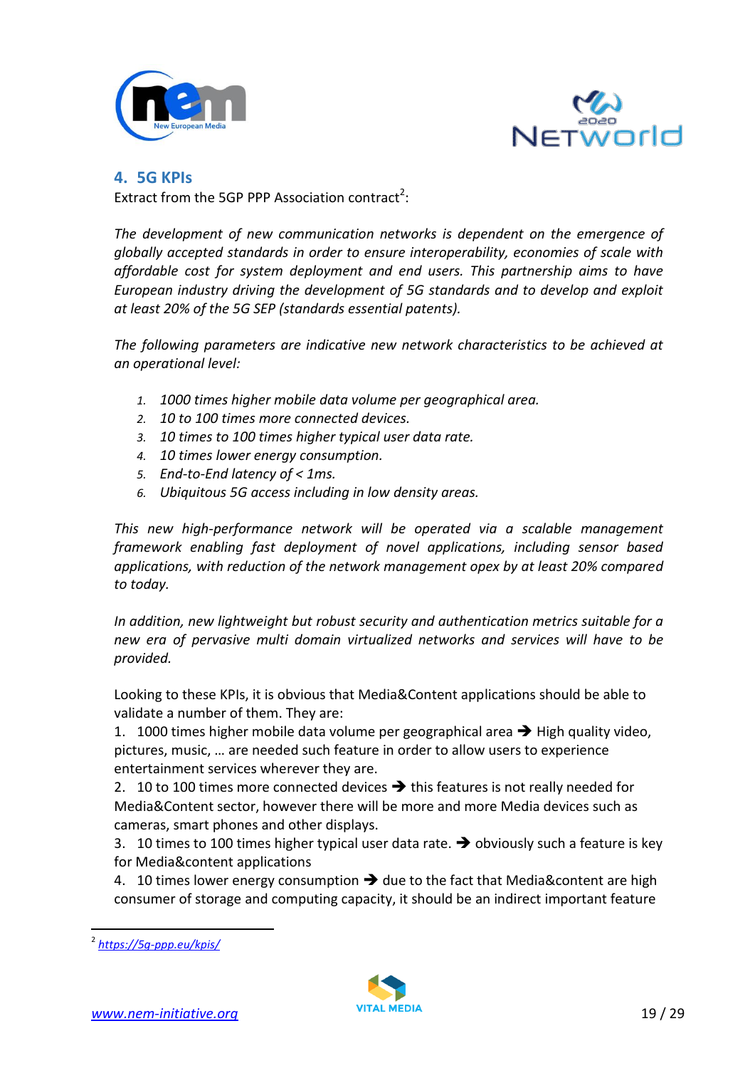## 4. 5G KPIs

Extract from the 5GP PPP Association contract[2]:

*The development of new communication networks is dependent on the emergence of globally accepted standards in order to ensure interoperability, economies of scale with affordable cost for system deployment and end users. This partnership aims to have European industry driving the development of 5G standards and to develop and exploit at least 20% of the 5G SEP (standards essential patents).*

*The following parameters are indicative new network characteristics to be achieved at an operational level:*

1. *1000 times higher mobile data volume per geographical area.*
2. *10 to 100 times more connected devices.*
3. *10 times to 100 times higher typical user data rate.*
4. *10 times lower energy consumption.*
5. *End-to-End latency of < 1ms.*
6. *Ubiquitous 5G access including in low density areas.*

*This new high-performance network will be operated via a scalable management framework enabling fast deployment of novel applications, including sensor based applications, with reduction of the network management opex by at least 20% compared to today.*

*In addition, new lightweight but robust security and authentication metrics suitable for a new era of pervasive multi domain virtualized networks and services will have to be provided.*

Looking to these KPIs, it is obvious that Media&Content applications should be able to validate a number of them. They are:

1. 1000 times higher mobile data volume per geographical area ➔ High quality video, pictures, music, … are needed such feature in order to allow users to experience entertainment services wherever they are.
2. 10 to 100 times more connected devices ➔ this features is not really needed for Media&Content sector, however there will be more and more Media devices such as cameras, smart phones and other displays.
3. 10 times to 100 times higher typical user data rate. ➔ obviously such a feature is key for Media&content applications
4. 10 times lower energy consumption ➔ due to the fact that Media&content are high consumer of storage and computing capacity, it should be an indirect important feature

[2] https://5g-ppp.eu/kpis/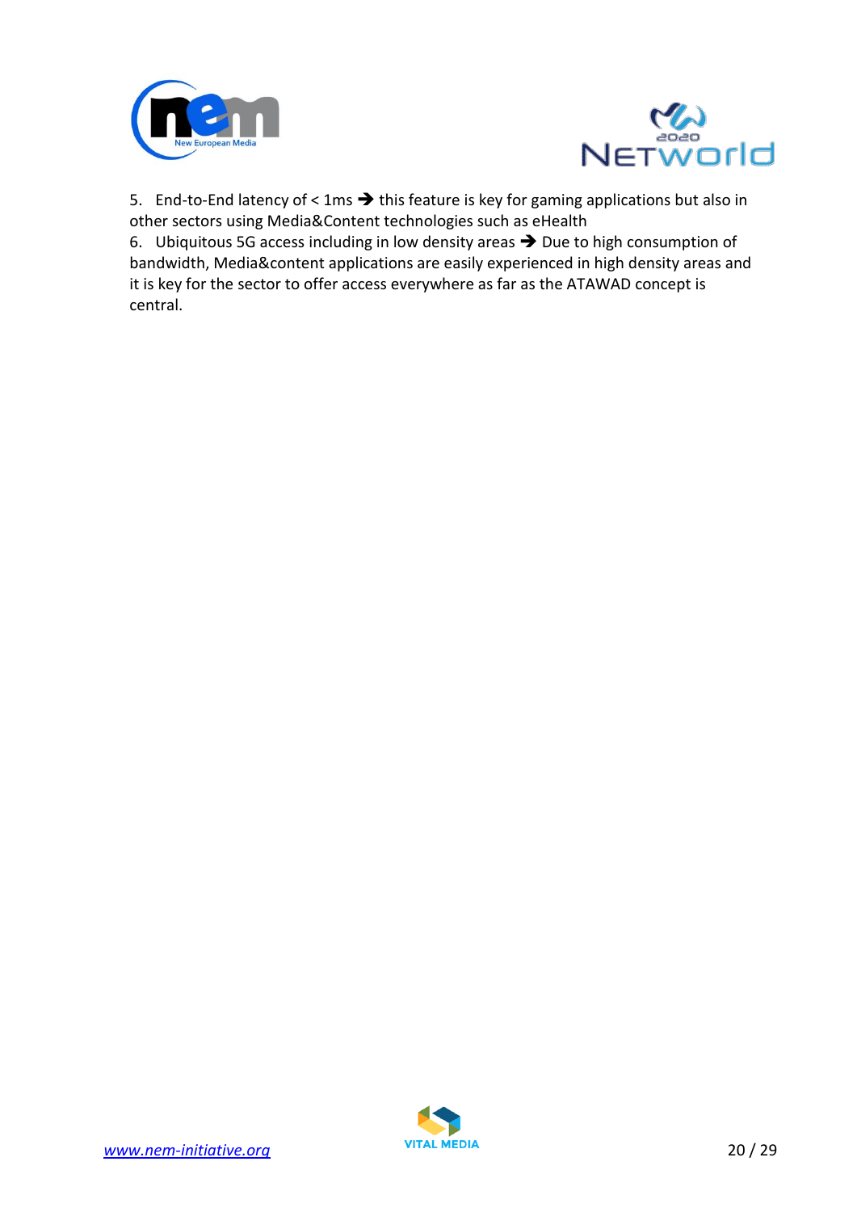5. End-to-End latency of < 1ms ➔ this feature is key for gaming applications but also in other sectors using Media&Content technologies such as eHealth
6. Ubiquitous 5G access including in low density areas ➔ Due to high consumption of bandwidth, Media&content applications are easily experienced in high density areas and it is key for the sector to offer access everywhere as far as the ATAWAD concept is central.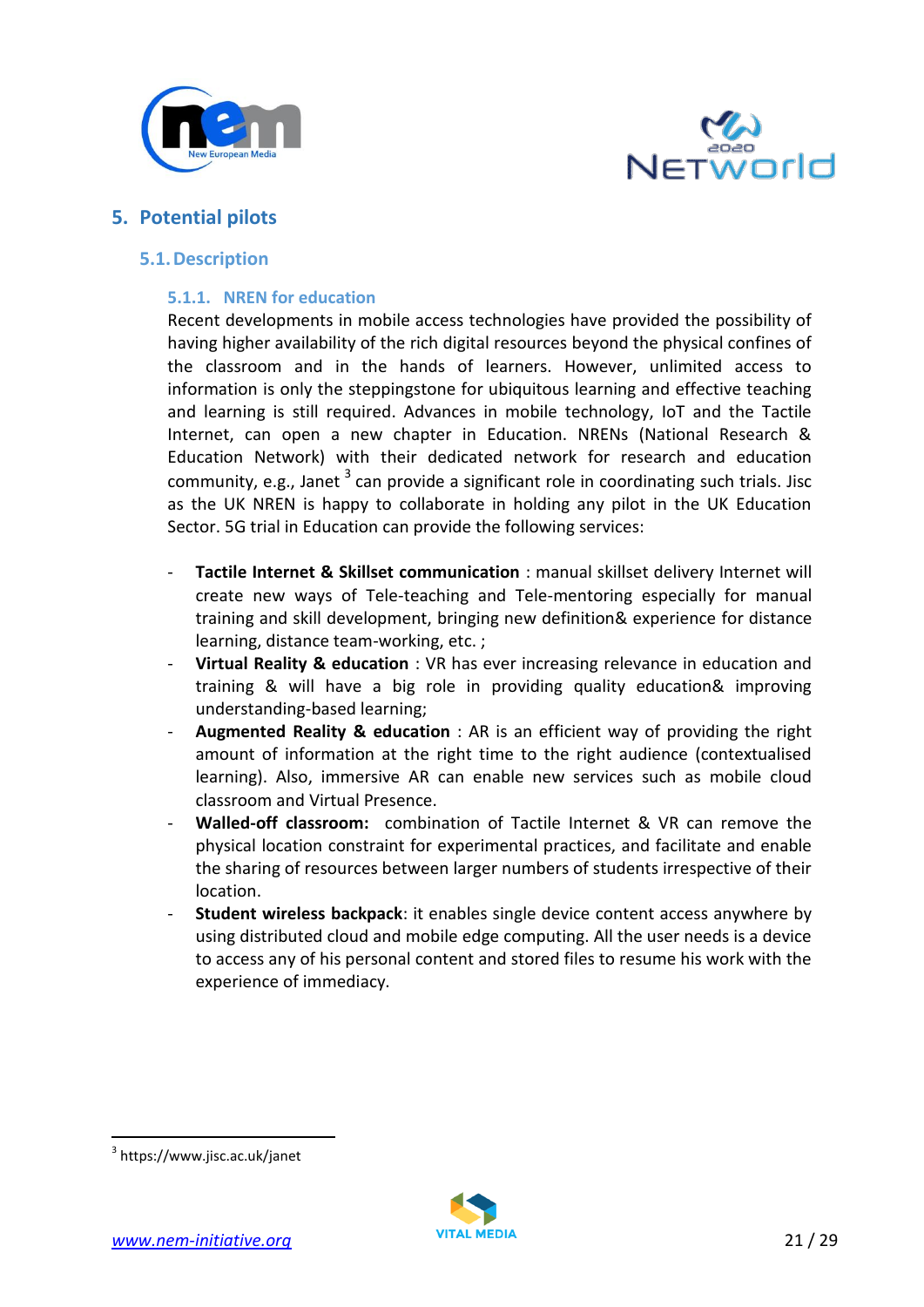# 5. Potential pilots

## 5.1. Description

### 5.1.1. NREN for education

Recent developments in mobile access technologies have provided the possibility of having higher availability of the rich digital resources beyond the physical confines of the classroom and in the hands of learners. However, unlimited access to information is only the steppingstone for ubiquitous learning and effective teaching and learning is still required. Advances in mobile technology, IoT and the Tactile Internet, can open a new chapter in Education. NRENs (National Research & Education Network) with their dedicated network for research and education community, e.g., Janet [3] can provide a significant role in coordinating such trials. Jisc as the UK NREN is happy to collaborate in holding any pilot in the UK Education Sector. 5G trial in Education can provide the following services:

- **Tactile Internet & Skillset communication** : manual skillset delivery Internet will create new ways of Tele-teaching and Tele-mentoring especially for manual training and skill development, bringing new definition& experience for distance learning, distance team-working, etc. ;
- **Virtual Reality & education** : VR has ever increasing relevance in education and training & will have a big role in providing quality education& improving understanding-based learning;
- **Augmented Reality & education** : AR is an efficient way of providing the right amount of information at the right time to the right audience (contextualised learning). Also, immersive AR can enable new services such as mobile cloud classroom and Virtual Presence.
- **Walled-off classroom:** combination of Tactile Internet & VR can remove the physical location constraint for experimental practices, and facilitate and enable the sharing of resources between larger numbers of students irrespective of their location.
- **Student wireless backpack**: it enables single device content access anywhere by using distributed cloud and mobile edge computing. All the user needs is a device to access any of his personal content and stored files to resume his work with the experience of immediacy.

[3] https://www.jisc.ac.uk/janet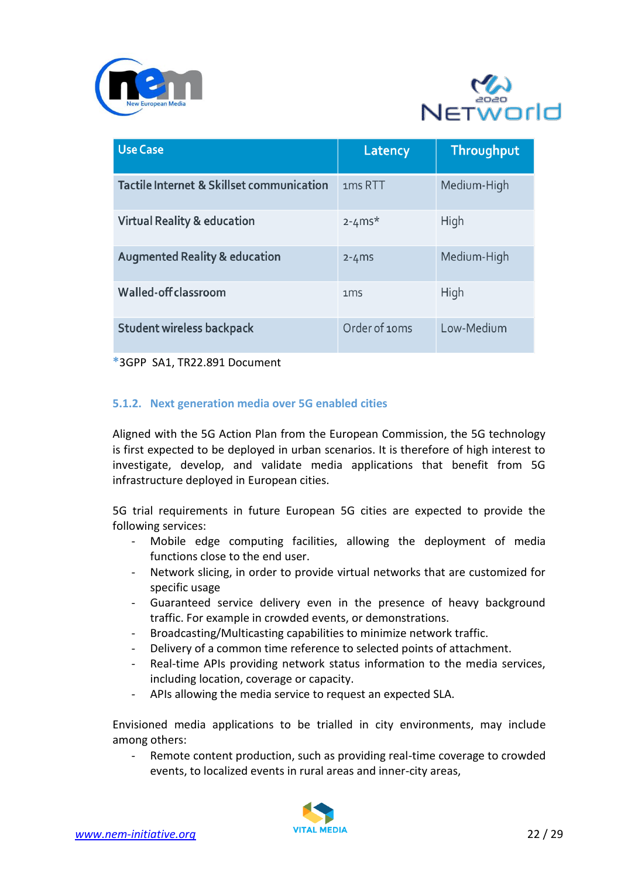| Use Case | Latency | Throughput |
|---|---|---|
| Tactile Internet & Skillset communication | 1ms RTT | Medium-High |
| Virtual Reality & education | 2-4ms* | High |
| Augmented Reality & education | 2-4ms | Medium-High |
| Walled-off classroom | 1ms | High |
| Student wireless backpack | Order of 10ms | Low-Medium |

*3GPP SA1, TR22.891 Document

### 5.1.2. Next generation media over 5G enabled cities

Aligned with the 5G Action Plan from the European Commission, the 5G technology is first expected to be deployed in urban scenarios. It is therefore of high interest to investigate, develop, and validate media applications that benefit from 5G infrastructure deployed in European cities.

5G trial requirements in future European 5G cities are expected to provide the following services:

- Mobile edge computing facilities, allowing the deployment of media functions close to the end user.
- Network slicing, in order to provide virtual networks that are customized for specific usage
- Guaranteed service delivery even in the presence of heavy background traffic. For example in crowded events, or demonstrations.
- Broadcasting/Multicasting capabilities to minimize network traffic.
- Delivery of a common time reference to selected points of attachment.
- Real-time APIs providing network status information to the media services, including location, coverage or capacity.
- APIs allowing the media service to request an expected SLA.

Envisioned media applications to be trialled in city environments, may include among others:

- Remote content production, such as providing real-time coverage to crowded events, to localized events in rural areas and inner-city areas,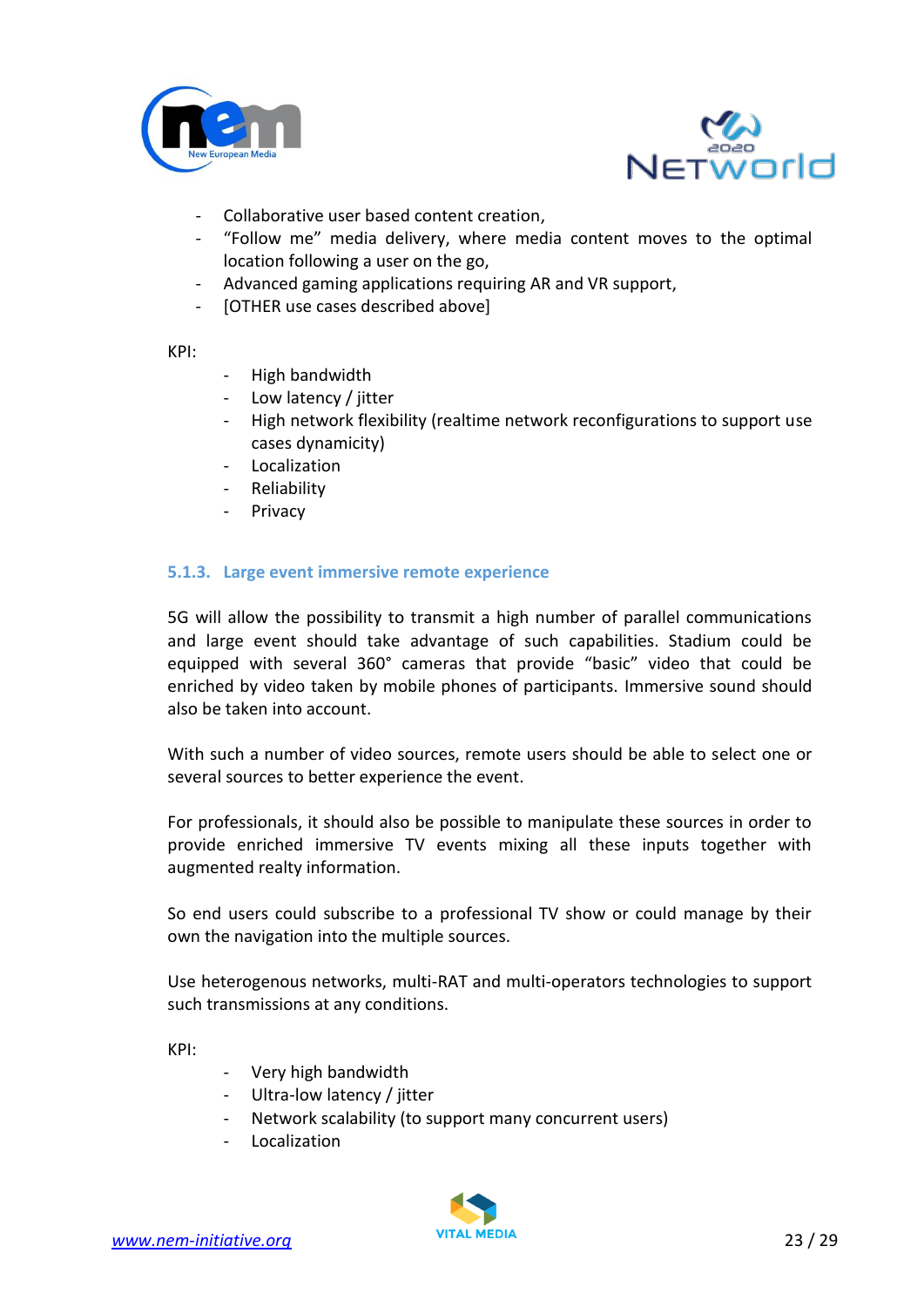- Collaborative user based content creation,
- “Follow me” media delivery, where media content moves to the optimal location following a user on the go,
- Advanced gaming applications requiring AR and VR support,
- [OTHER use cases described above]

KPI:

- High bandwidth
- Low latency / jitter
- High network flexibility (realtime network reconfigurations to support use cases dynamicity)
- Localization
- Reliability
- Privacy

### 5.1.3. Large event immersive remote experience

5G will allow the possibility to transmit a high number of parallel communications and large event should take advantage of such capabilities. Stadium could be equipped with several 360° cameras that provide “basic” video that could be enriched by video taken by mobile phones of participants. Immersive sound should also be taken into account.

With such a number of video sources, remote users should be able to select one or several sources to better experience the event.

For professionals, it should also be possible to manipulate these sources in order to provide enriched immersive TV events mixing all these inputs together with augmented realty information.

So end users could subscribe to a professional TV show or could manage by their own the navigation into the multiple sources.

Use heterogenous networks, multi-RAT and multi-operators technologies to support such transmissions at any conditions.

KPI:

- Very high bandwidth
- Ultra-low latency / jitter
- Network scalability (to support many concurrent users)
- Localization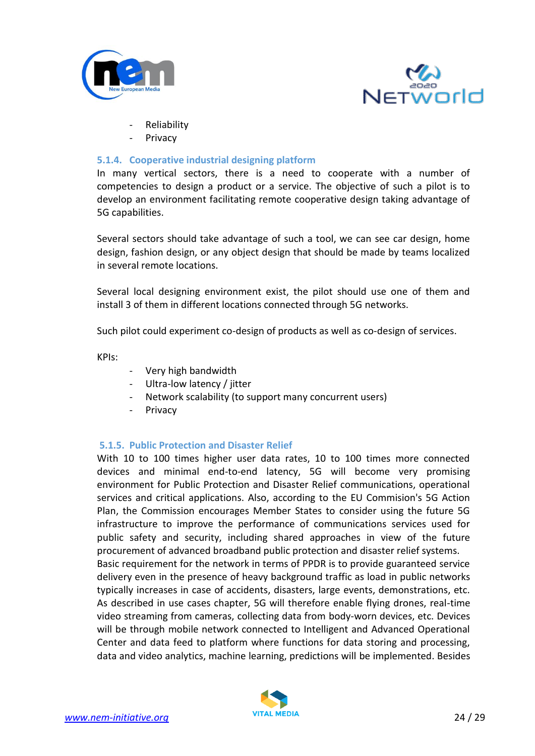- Reliability
- Privacy

### 5.1.4. Cooperative industrial designing platform

In many vertical sectors, there is a need to cooperate with a number of competencies to design a product or a service. The objective of such a pilot is to develop an environment facilitating remote cooperative design taking advantage of 5G capabilities.

Several sectors should take advantage of such a tool, we can see car design, home design, fashion design, or any object design that should be made by teams localized in several remote locations.

Several local designing environment exist, the pilot should use one of them and install 3 of them in different locations connected through 5G networks.

Such pilot could experiment co-design of products as well as co-design of services.

KPIs:

- Very high bandwidth
- Ultra-low latency / jitter
- Network scalability (to support many concurrent users)
- Privacy

### 5.1.5. Public Protection and Disaster Relief

With 10 to 100 times higher user data rates, 10 to 100 times more connected devices and minimal end-to-end latency, 5G will become very promising environment for Public Protection and Disaster Relief communications, operational services and critical applications. Also, according to the EU Commision's 5G Action Plan, the Commission encourages Member States to consider using the future 5G infrastructure to improve the performance of communications services used for public safety and security, including shared approaches in view of the future procurement of advanced broadband public protection and disaster relief systems.
Basic requirement for the network in terms of PPDR is to provide guaranteed service delivery even in the presence of heavy background traffic as load in public networks typically increases in case of accidents, disasters, large events, demonstrations, etc. As described in use cases chapter, 5G will therefore enable flying drones, real-time video streaming from cameras, collecting data from body-worn devices, etc. Devices will be through mobile network connected to Intelligent and Advanced Operational Center and data feed to platform where functions for data storing and processing, data and video analytics, machine learning, predictions will be implemented. Besides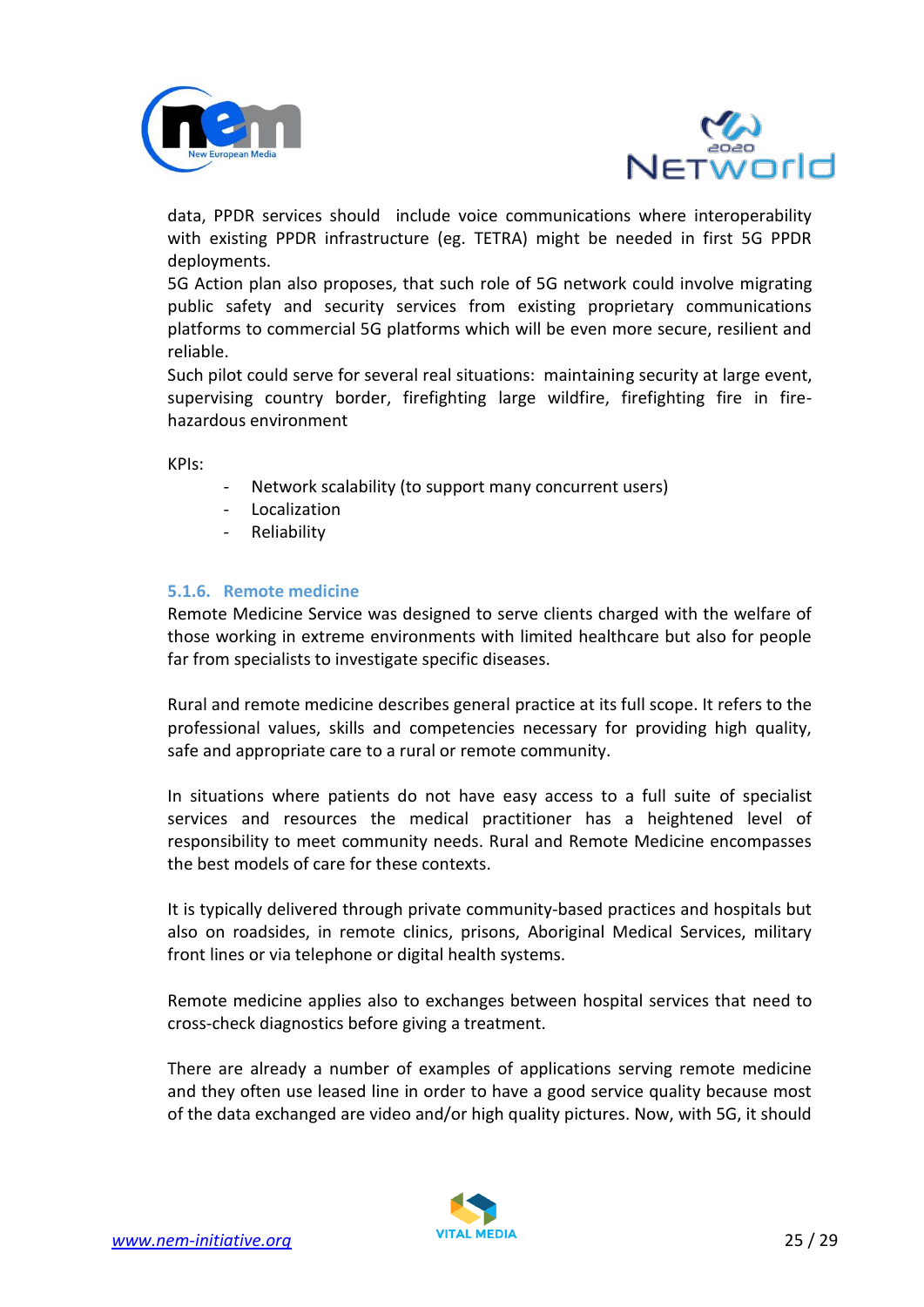data, PPDR services should include voice communications where interoperability with existing PPDR infrastructure (eg. TETRA) might be needed in first 5G PPDR deployments.
5G Action plan also proposes, that such role of 5G network could involve migrating public safety and security services from existing proprietary communications platforms to commercial 5G platforms which will be even more secure, resilient and reliable.
Such pilot could serve for several real situations: maintaining security at large event, supervising country border, firefighting large wildfire, firefighting fire in fire-hazardous environment

KPIs:

- Network scalability (to support many concurrent users)
- Localization
- Reliability

### 5.1.6. Remote medicine

Remote Medicine Service was designed to serve clients charged with the welfare of those working in extreme environments with limited healthcare but also for people far from specialists to investigate specific diseases.

Rural and remote medicine describes general practice at its full scope. It refers to the professional values, skills and competencies necessary for providing high quality, safe and appropriate care to a rural or remote community.

In situations where patients do not have easy access to a full suite of specialist services and resources the medical practitioner has a heightened level of responsibility to meet community needs. Rural and Remote Medicine encompasses the best models of care for these contexts.

It is typically delivered through private community-based practices and hospitals but also on roadsides, in remote clinics, prisons, Aboriginal Medical Services, military front lines or via telephone or digital health systems.

Remote medicine applies also to exchanges between hospital services that need to cross-check diagnostics before giving a treatment.

There are already a number of examples of applications serving remote medicine and they often use leased line in order to have a good service quality because most of the data exchanged are video and/or high quality pictures. Now, with 5G, it should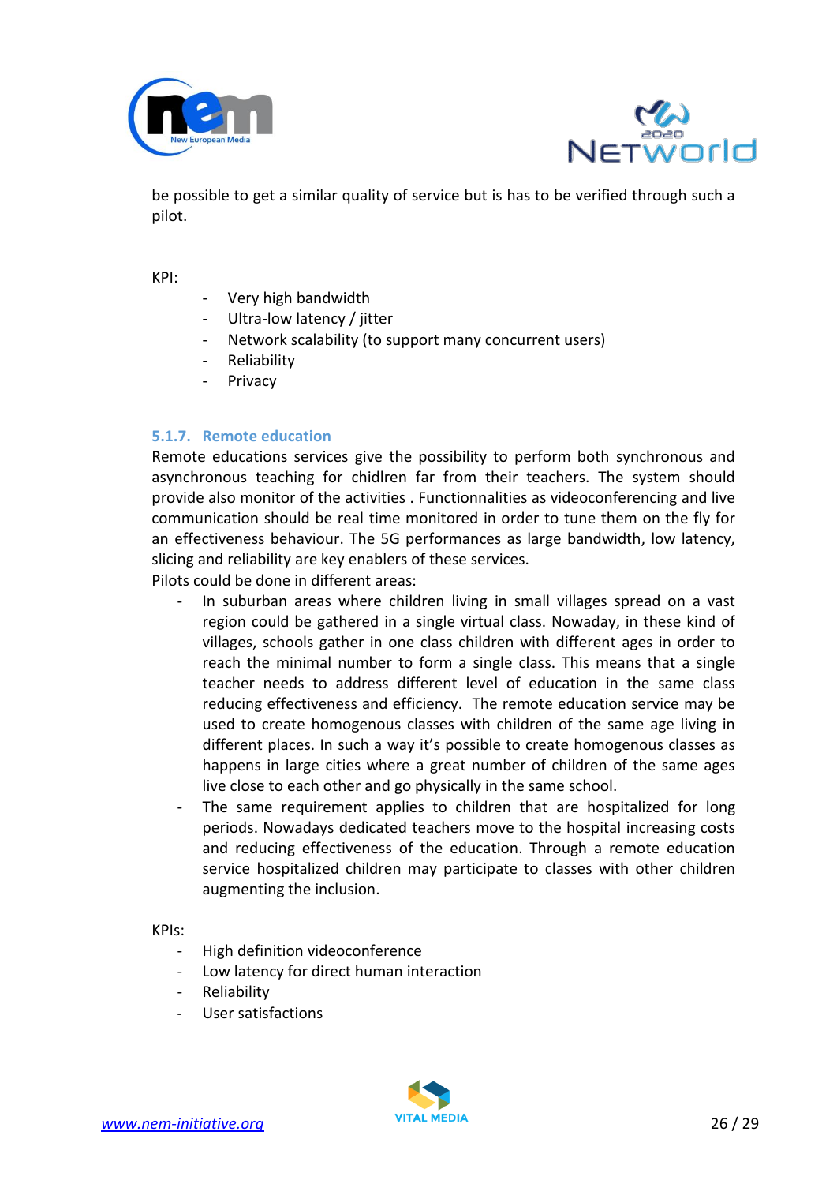be possible to get a similar quality of service but is has to be verified through such a pilot.

KPI:

- Very high bandwidth
- Ultra-low latency / jitter
- Network scalability (to support many concurrent users)
- Reliability
- Privacy

### 5.1.7. Remote education

Remote educations services give the possibility to perform both synchronous and asynchronous teaching for chidlren far from their teachers. The system should provide also monitor of the activities . Functionnalities as videoconferencing and live communication should be real time monitored in order to tune them on the fly for an effectiveness behaviour. The 5G performances as large bandwidth, low latency, slicing and reliability are key enablers of these services.

Pilots could be done in different areas:

- In suburban areas where children living in small villages spread on a vast region could be gathered in a single virtual class. Nowaday, in these kind of villages, schools gather in one class children with different ages in order to reach the minimal number to form a single class. This means that a single teacher needs to address different level of education in the same class reducing effectiveness and efficiency. The remote education service may be used to create homogenous classes with children of the same age living in different places. In such a way it's possible to create homogenous classes as happens in large cities where a great number of children of the same ages live close to each other and go physically in the same school.
- The same requirement applies to children that are hospitalized for long periods. Nowadays dedicated teachers move to the hospital increasing costs and reducing effectiveness of the education. Through a remote education service hospitalized children may participate to classes with other children augmenting the inclusion.

KPIs:

- High definition videoconference
- Low latency for direct human interaction
- Reliability
- User satisfactions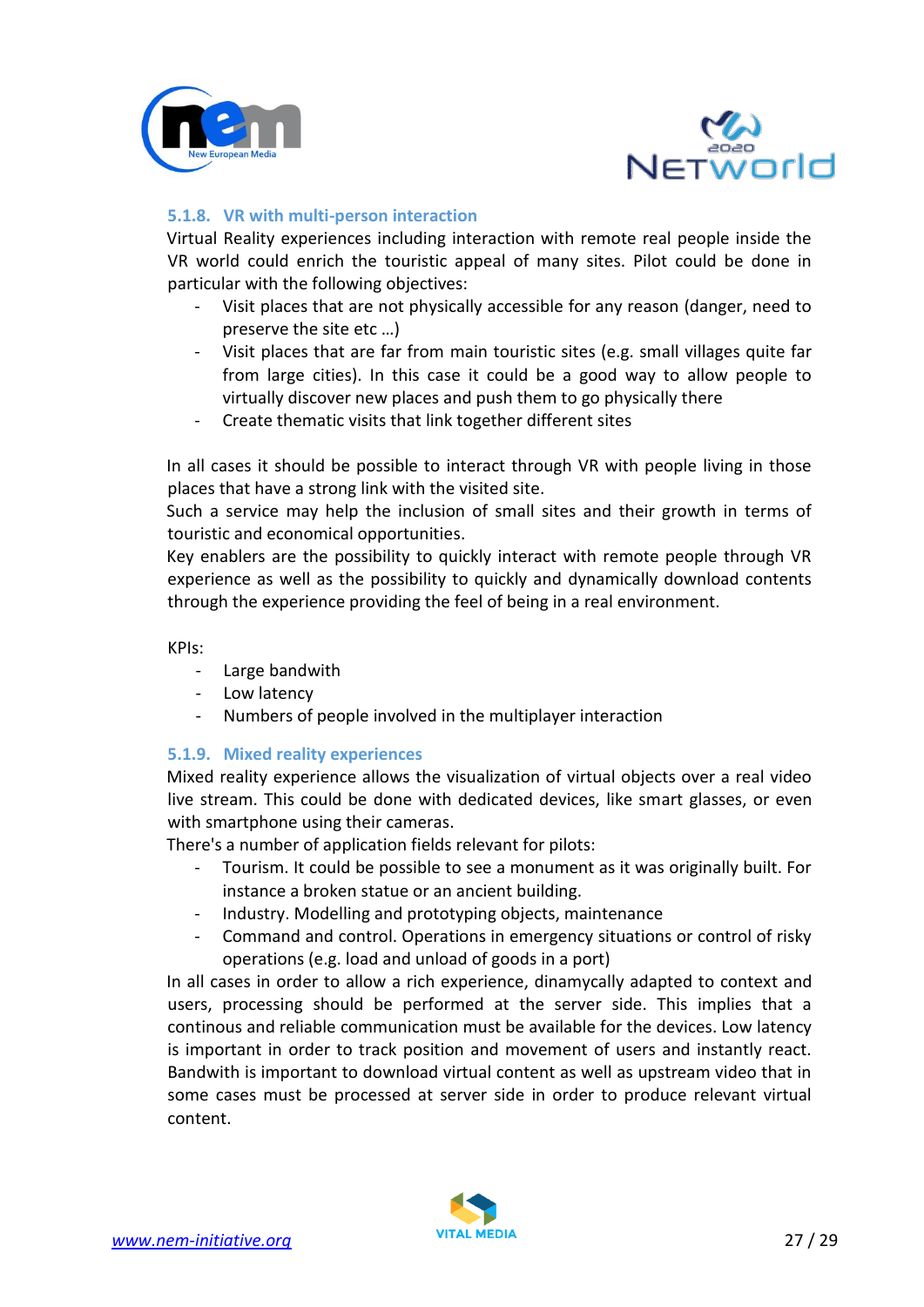### 5.1.8. VR with multi-person interaction

Virtual Reality experiences including interaction with remote real people inside the VR world could enrich the touristic appeal of many sites. Pilot could be done in particular with the following objectives:

- Visit places that are not physically accessible for any reason (danger, need to preserve the site etc …)
- Visit places that are far from main touristic sites (e.g. small villages quite far from large cities). In this case it could be a good way to allow people to virtually discover new places and push them to go physically there
- Create thematic visits that link together different sites

In all cases it should be possible to interact through VR with people living in those places that have a strong link with the visited site.
Such a service may help the inclusion of small sites and their growth in terms of touristic and economical opportunities.
Key enablers are the possibility to quickly interact with remote people through VR experience as well as the possibility to quickly and dynamically download contents through the experience providing the feel of being in a real environment.

KPIs:

- Large bandwith
- Low latency
- Numbers of people involved in the multiplayer interaction

### 5.1.9. Mixed reality experiences

Mixed reality experience allows the visualization of virtual objects over a real video live stream. This could be done with dedicated devices, like smart glasses, or even with smartphone using their cameras.
There's a number of application fields relevant for pilots:

- Tourism. It could be possible to see a monument as it was originally built. For instance a broken statue or an ancient building.
- Industry. Modelling and prototyping objects, maintenance
- Command and control. Operations in emergency situations or control of risky operations (e.g. load and unload of goods in a port)

In all cases in order to allow a rich experience, dinamycally adapted to context and users, processing should be performed at the server side. This implies that a continous and reliable communication must be available for the devices. Low latency is important in order to track position and movement of users and instantly react. Bandwith is important to download virtual content as well as upstream video that in some cases must be processed at server side in order to produce relevant virtual content.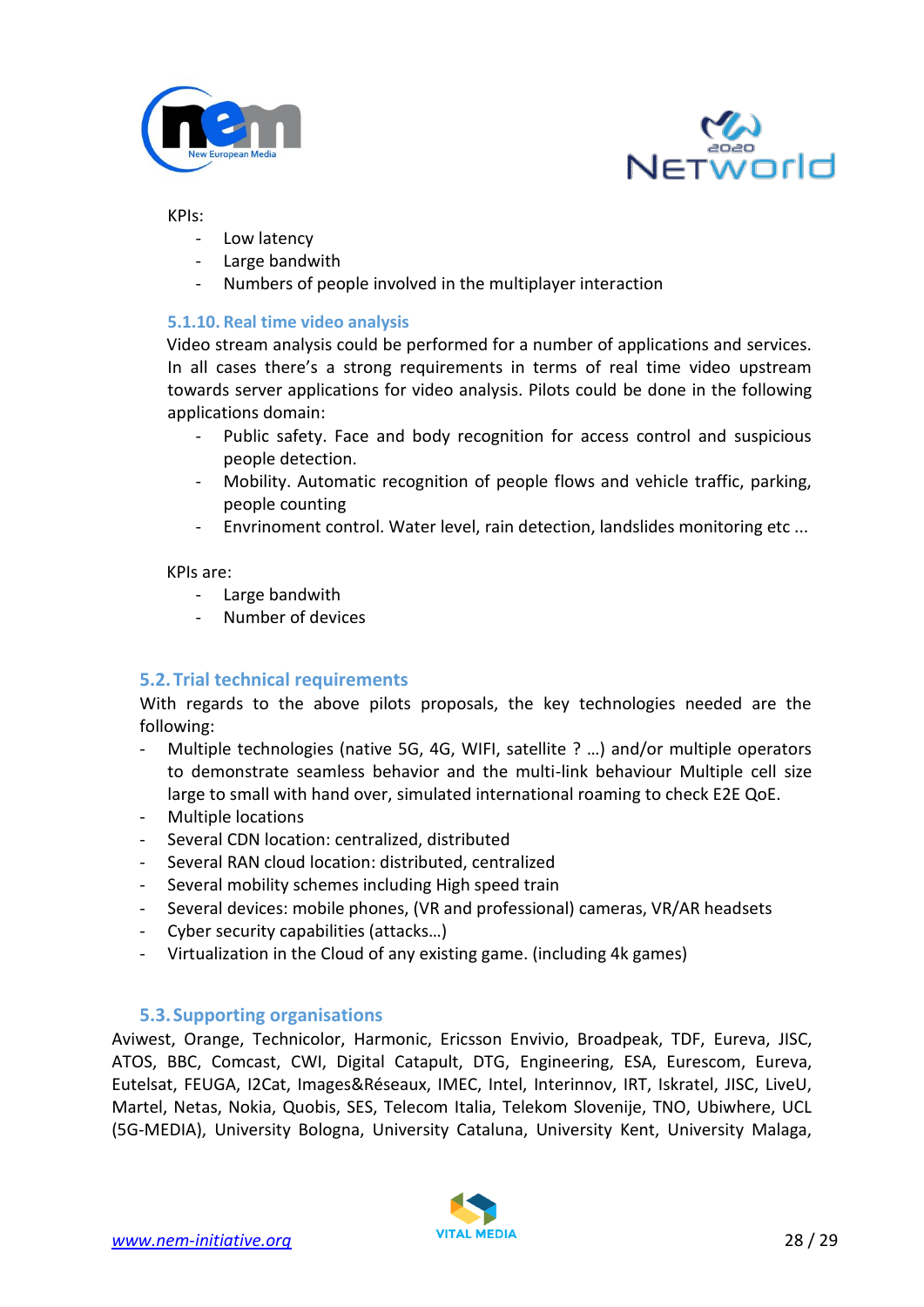KPIs:

- Low latency
- Large bandwith
- Numbers of people involved in the multiplayer interaction

### 5.1.10. Real time video analysis

Video stream analysis could be performed for a number of applications and services. In all cases there's a strong requirements in terms of real time video upstream towards server applications for video analysis. Pilots could be done in the following applications domain:

- Public safety. Face and body recognition for access control and suspicious people detection.
- Mobility. Automatic recognition of people flows and vehicle traffic, parking, people counting
- Envrinoment control. Water level, rain detection, landslides monitoring etc ...

KPIs are:

- Large bandwith
- Number of devices

## 5.2. Trial technical requirements

With regards to the above pilots proposals, the key technologies needed are the following:

- Multiple technologies (native 5G, 4G, WIFI, satellite ? …) and/or multiple operators to demonstrate seamless behavior and the multi-link behaviour Multiple cell size large to small with hand over, simulated international roaming to check E2E QoE.
- Multiple locations
- Several CDN location: centralized, distributed
- Several RAN cloud location: distributed, centralized
- Several mobility schemes including High speed train
- Several devices: mobile phones, (VR and professional) cameras, VR/AR headsets
- Cyber security capabilities (attacks…)
- Virtualization in the Cloud of any existing game. (including 4k games)

## 5.3. Supporting organisations

Aviwest, Orange, Technicolor, Harmonic, Ericsson Envivio, Broadpeak, TDF, Eureva, JISC, ATOS, BBC, Comcast, CWI, Digital Catapult, DTG, Engineering, ESA, Eurescom, Eureva, Eutelsat, FEUGA, I2Cat, Images&Réseaux, IMEC, Intel, Interinnov, IRT, Iskratel, JISC, LiveU, Martel, Netas, Nokia, Quobis, SES, Telecom Italia, Telekom Slovenije, TNO, Ubiwhere, UCL (5G-MEDIA), University Bologna, University Cataluna, University Kent, University Malaga,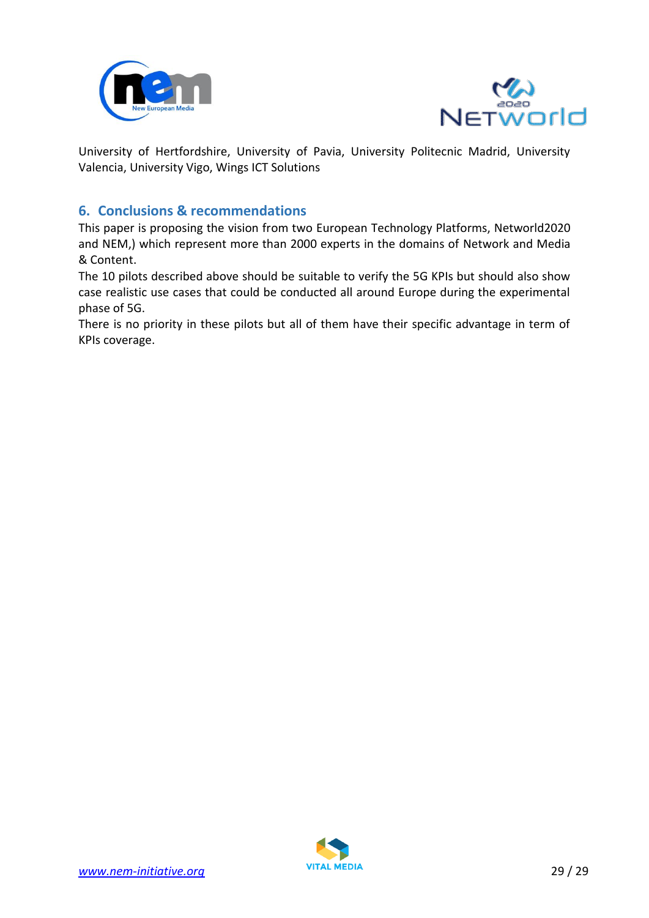University of Hertfordshire, University of Pavia, University Politecnic Madrid, University Valencia, University Vigo, Wings ICT Solutions

## 6. Conclusions & recommendations

This paper is proposing the vision from two European Technology Platforms, Networld2020 and NEM,) which represent more than 2000 experts in the domains of Network and Media & Content.

The 10 pilots described above should be suitable to verify the 5G KPIs but should also show case realistic use cases that could be conducted all around Europe during the experimental phase of 5G.

There is no priority in these pilots but all of them have their specific advantage in term of KPIs coverage.